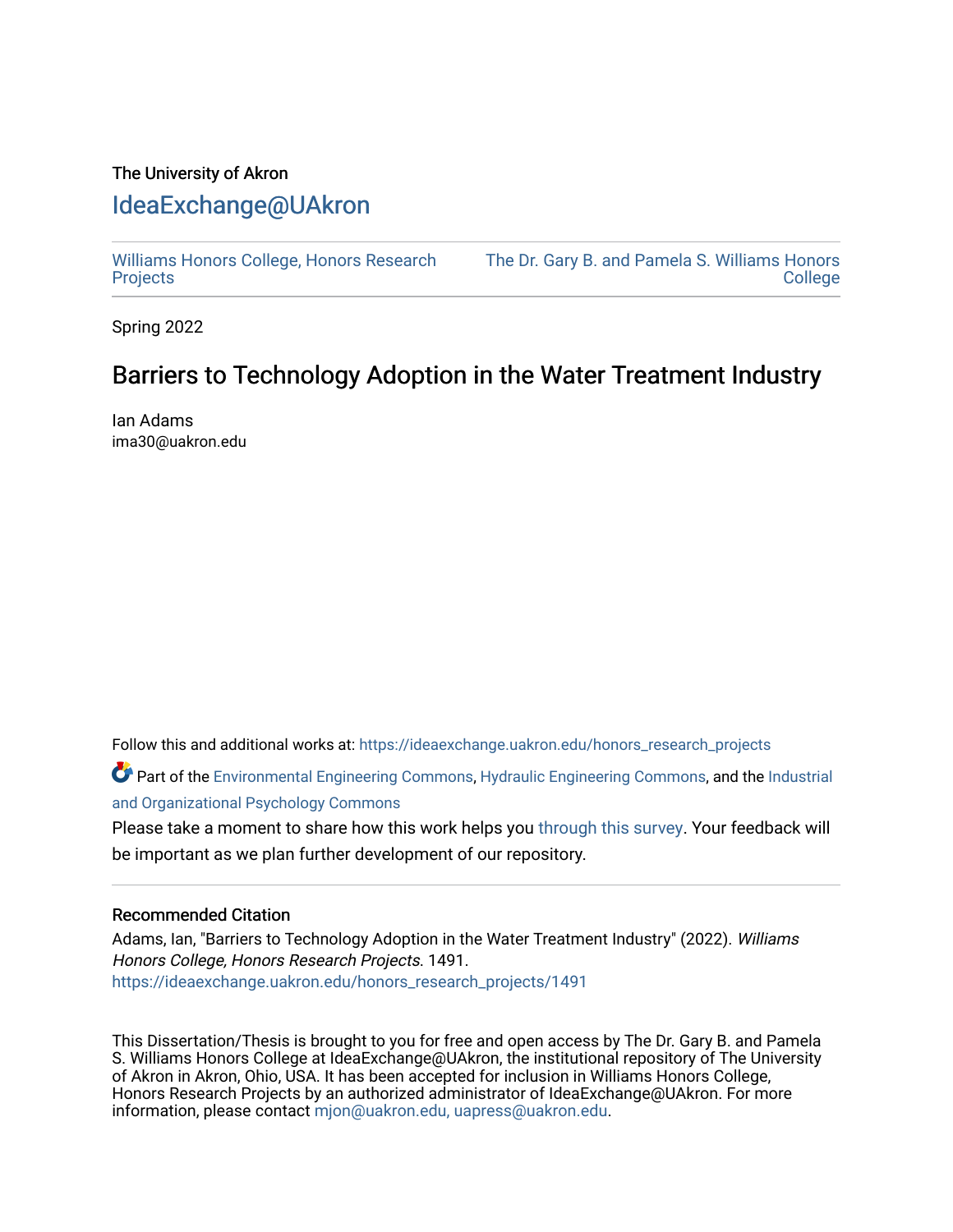The University of Akron

# IdeaExchange@UAkron

Williams Honors College, Honors Research Projects

The Dr. Gary B. and Pamela S. Williams Honors College

Spring 2022

## Barriers to Technology Adoption in the Water Treatment Industry

Ian Adams
ima30@uakron.edu

Follow this and additional works at: https://ideaexchange.uakron.edu/honors_research_projects

Part of the Environmental Engineering Commons, Hydraulic Engineering Commons, and the Industrial and Organizational Psychology Commons

Please take a moment to share how this work helps you through this survey. Your feedback will be important as we plan further development of our repository.

### Recommended Citation

Adams, Ian, "Barriers to Technology Adoption in the Water Treatment Industry" (2022). *Williams Honors College, Honors Research Projects*. 1491.
https://ideaexchange.uakron.edu/honors_research_projects/1491

This Dissertation/Thesis is brought to you for free and open access by The Dr. Gary B. and Pamela S. Williams Honors College at IdeaExchange@UAkron, the institutional repository of The University of Akron in Akron, Ohio, USA. It has been accepted for inclusion in Williams Honors College, Honors Research Projects by an authorized administrator of IdeaExchange@UAkron. For more information, please contact mjon@uakron.edu, uapress@uakron.edu.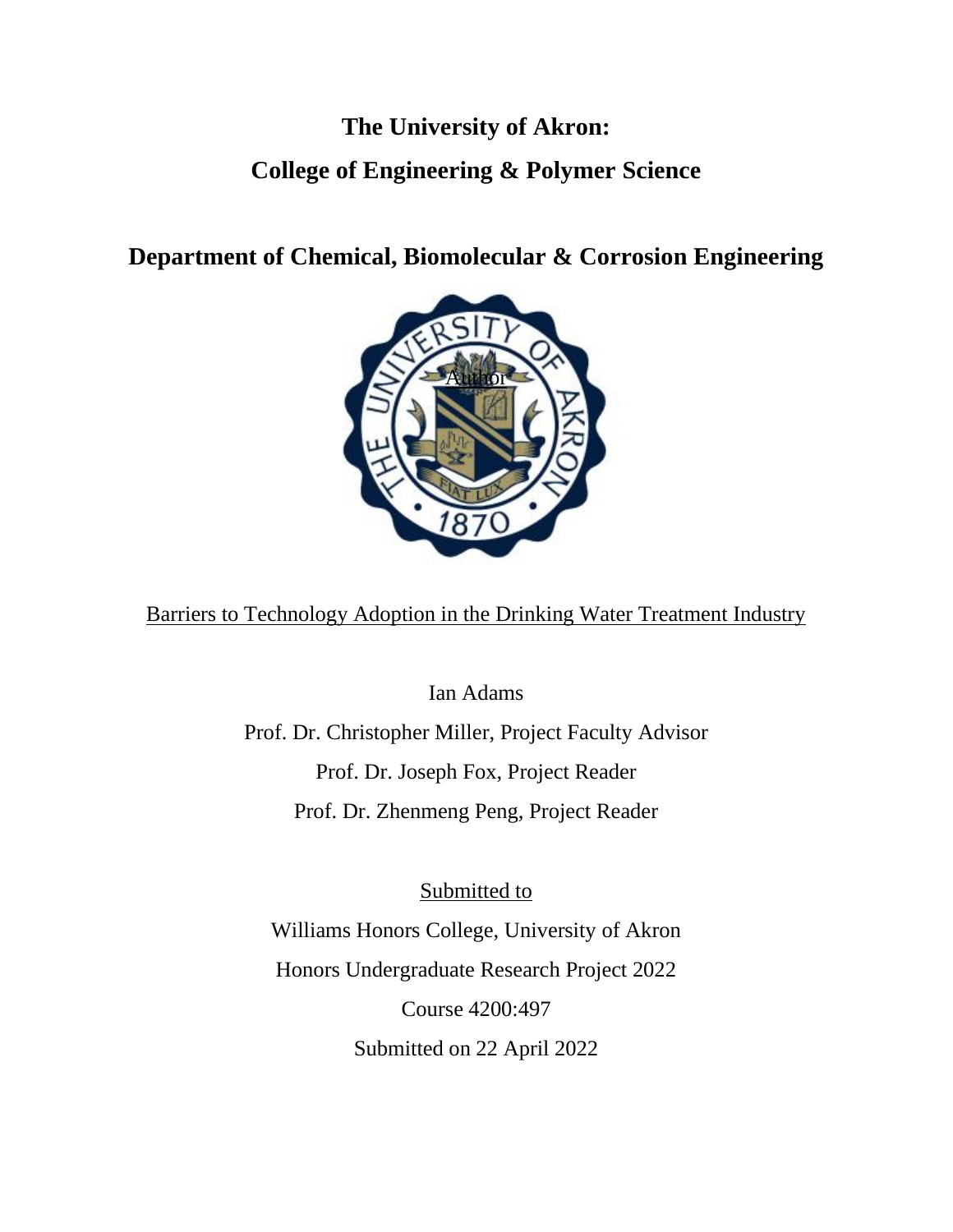# The University of Akron:

# College of Engineering & Polymer Science

## Department of Chemical, Biomolecular & Corrosion Engineering

Author

Barriers to Technology Adoption in the Drinking Water Treatment Industry

Ian Adams

Prof. Dr. Christopher Miller, Project Faculty Advisor

Prof. Dr. Joseph Fox, Project Reader

Prof. Dr. Zhenmeng Peng, Project Reader

Submitted to

Williams Honors College, University of Akron

Honors Undergraduate Research Project 2022

Course 4200:497

Submitted on 22 April 2022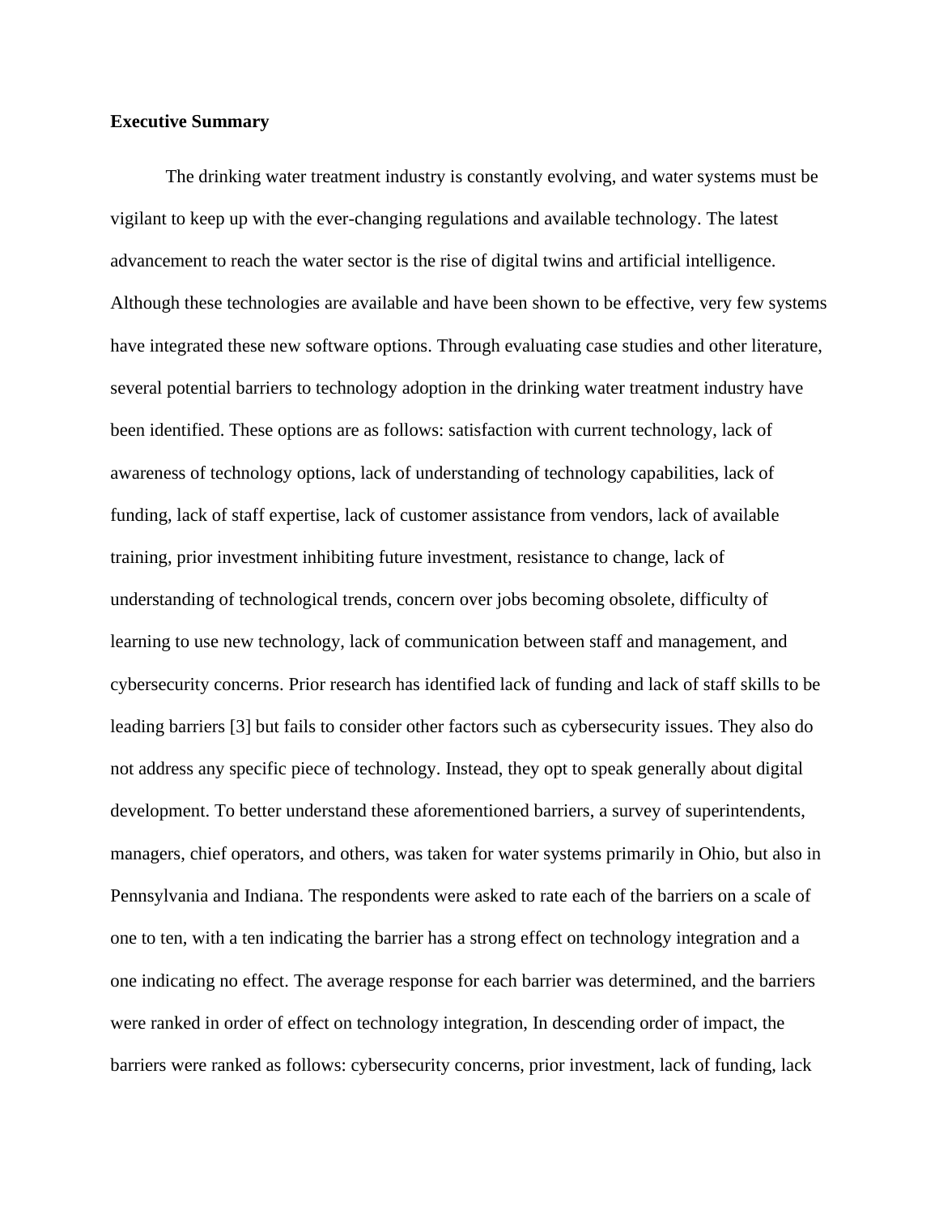**Executive Summary**

The drinking water treatment industry is constantly evolving, and water systems must be vigilant to keep up with the ever-changing regulations and available technology. The latest advancement to reach the water sector is the rise of digital twins and artificial intelligence. Although these technologies are available and have been shown to be effective, very few systems have integrated these new software options. Through evaluating case studies and other literature, several potential barriers to technology adoption in the drinking water treatment industry have been identified. These options are as follows: satisfaction with current technology, lack of awareness of technology options, lack of understanding of technology capabilities, lack of funding, lack of staff expertise, lack of customer assistance from vendors, lack of available training, prior investment inhibiting future investment, resistance to change, lack of understanding of technological trends, concern over jobs becoming obsolete, difficulty of learning to use new technology, lack of communication between staff and management, and cybersecurity concerns. Prior research has identified lack of funding and lack of staff skills to be leading barriers [3] but fails to consider other factors such as cybersecurity issues. They also do not address any specific piece of technology. Instead, they opt to speak generally about digital development. To better understand these aforementioned barriers, a survey of superintendents, managers, chief operators, and others, was taken for water systems primarily in Ohio, but also in Pennsylvania and Indiana. The respondents were asked to rate each of the barriers on a scale of one to ten, with a ten indicating the barrier has a strong effect on technology integration and a one indicating no effect. The average response for each barrier was determined, and the barriers were ranked in order of effect on technology integration, In descending order of impact, the barriers were ranked as follows: cybersecurity concerns, prior investment, lack of funding, lack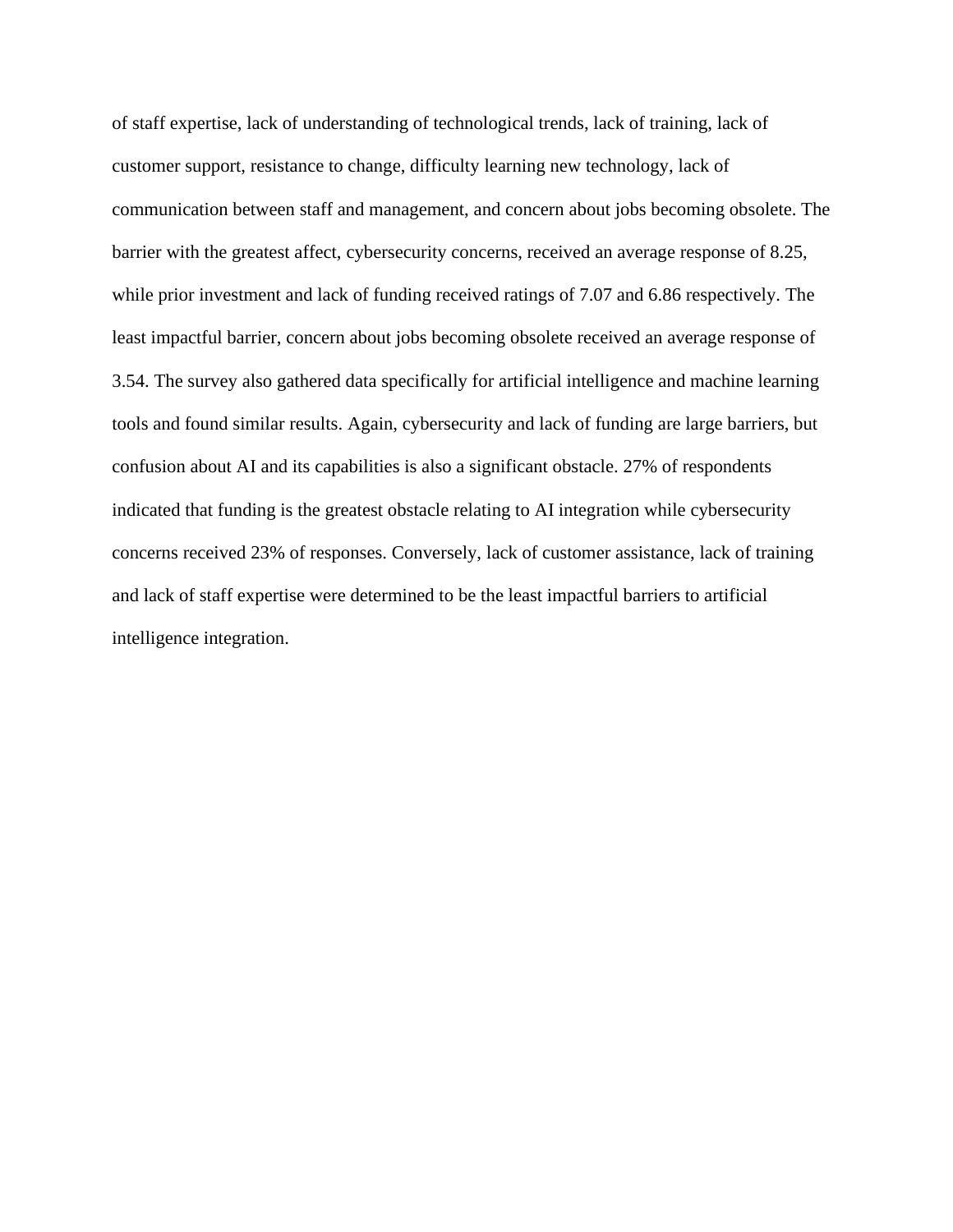of staff expertise, lack of understanding of technological trends, lack of training, lack of customer support, resistance to change, difficulty learning new technology, lack of communication between staff and management, and concern about jobs becoming obsolete. The barrier with the greatest affect, cybersecurity concerns, received an average response of 8.25, while prior investment and lack of funding received ratings of 7.07 and 6.86 respectively. The least impactful barrier, concern about jobs becoming obsolete received an average response of 3.54. The survey also gathered data specifically for artificial intelligence and machine learning tools and found similar results. Again, cybersecurity and lack of funding are large barriers, but confusion about AI and its capabilities is also a significant obstacle. 27% of respondents indicated that funding is the greatest obstacle relating to AI integration while cybersecurity concerns received 23% of responses. Conversely, lack of customer assistance, lack of training and lack of staff expertise were determined to be the least impactful barriers to artificial intelligence integration.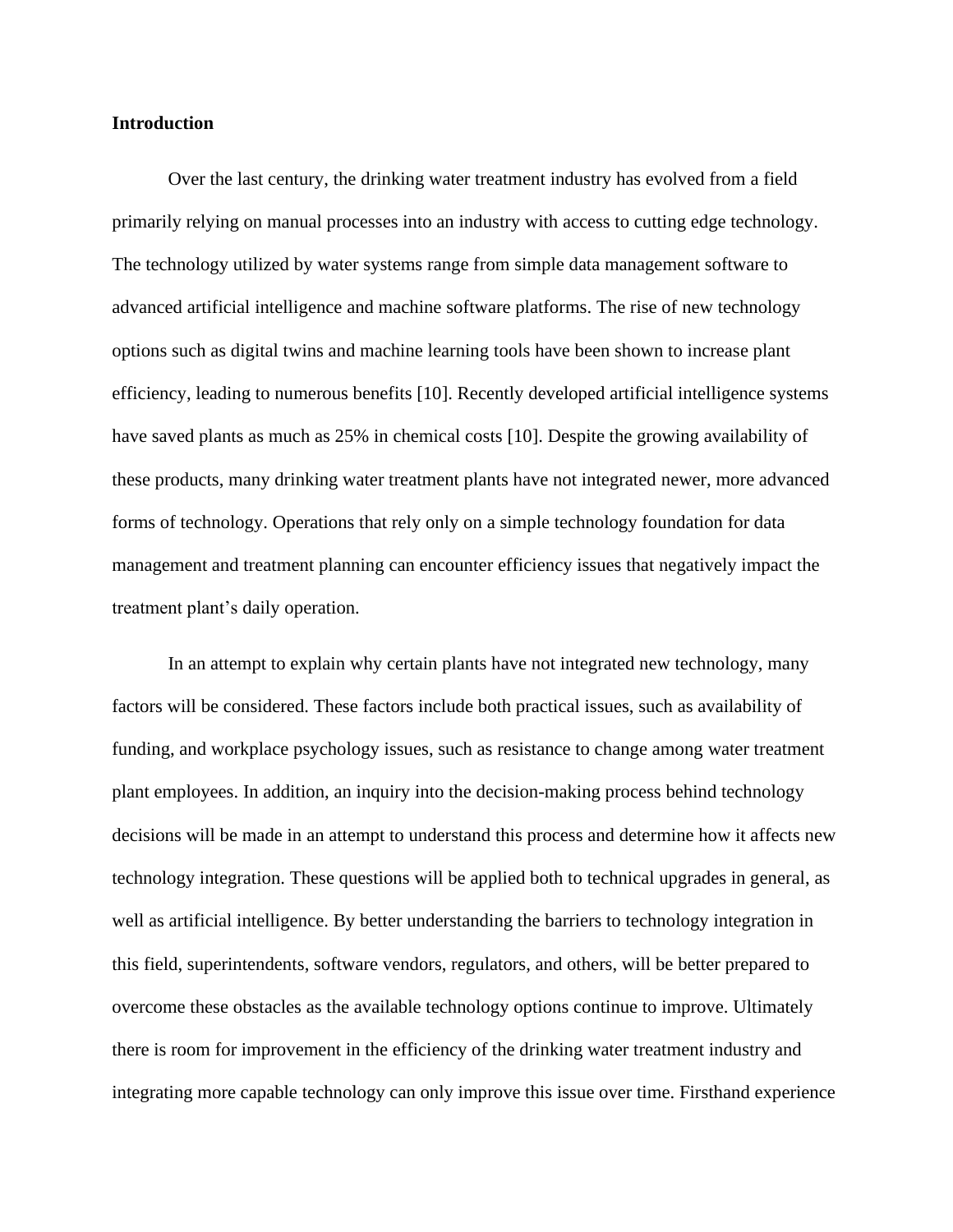**Introduction**

Over the last century, the drinking water treatment industry has evolved from a field primarily relying on manual processes into an industry with access to cutting edge technology. The technology utilized by water systems range from simple data management software to advanced artificial intelligence and machine software platforms. The rise of new technology options such as digital twins and machine learning tools have been shown to increase plant efficiency, leading to numerous benefits [10]. Recently developed artificial intelligence systems have saved plants as much as 25% in chemical costs [10]. Despite the growing availability of these products, many drinking water treatment plants have not integrated newer, more advanced forms of technology. Operations that rely only on a simple technology foundation for data management and treatment planning can encounter efficiency issues that negatively impact the treatment plant's daily operation.

In an attempt to explain why certain plants have not integrated new technology, many factors will be considered. These factors include both practical issues, such as availability of funding, and workplace psychology issues, such as resistance to change among water treatment plant employees. In addition, an inquiry into the decision-making process behind technology decisions will be made in an attempt to understand this process and determine how it affects new technology integration. These questions will be applied both to technical upgrades in general, as well as artificial intelligence. By better understanding the barriers to technology integration in this field, superintendents, software vendors, regulators, and others, will be better prepared to overcome these obstacles as the available technology options continue to improve. Ultimately there is room for improvement in the efficiency of the drinking water treatment industry and integrating more capable technology can only improve this issue over time. Firsthand experience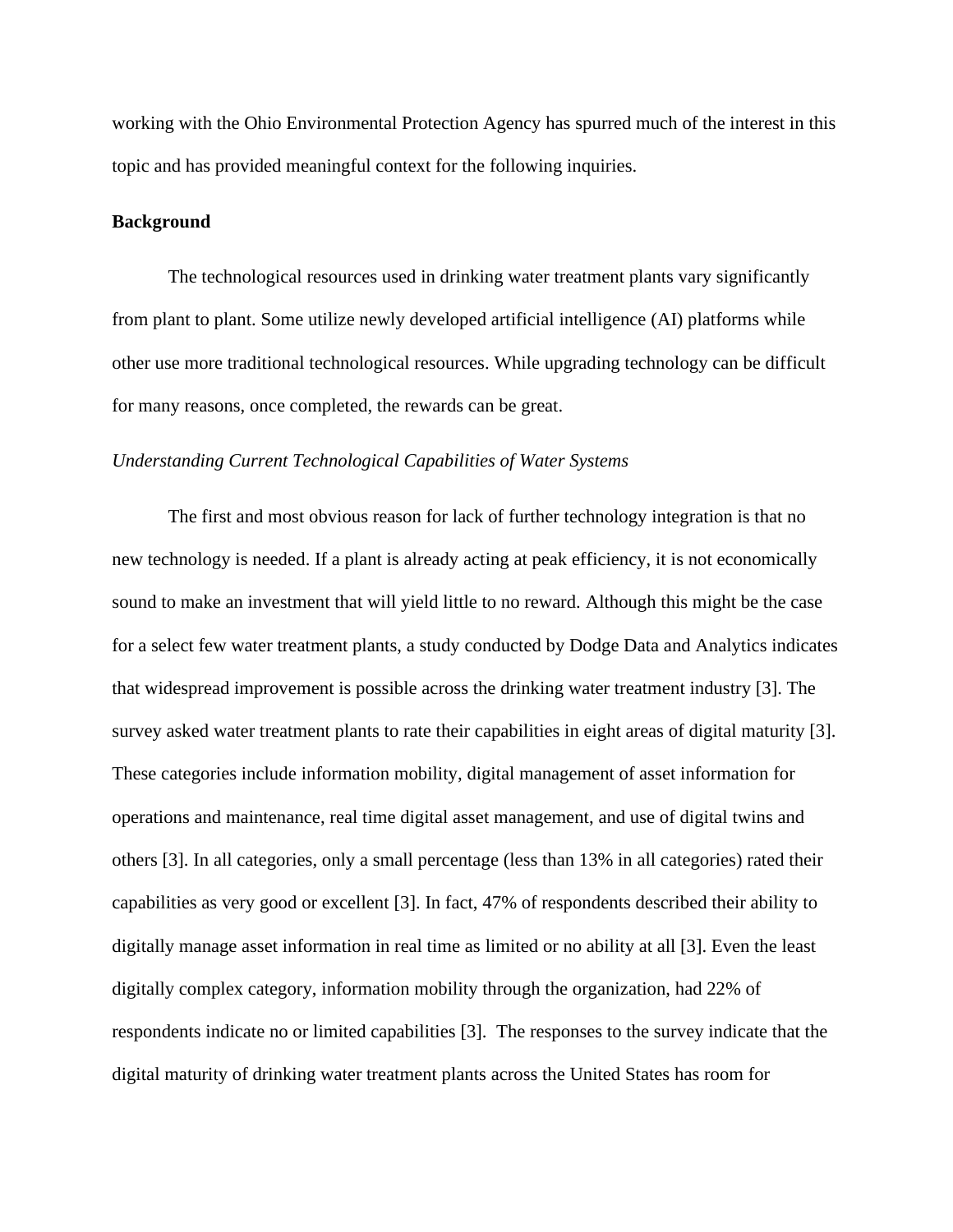working with the Ohio Environmental Protection Agency has spurred much of the interest in this topic and has provided meaningful context for the following inquiries.

## Background

The technological resources used in drinking water treatment plants vary significantly from plant to plant. Some utilize newly developed artificial intelligence (AI) platforms while other use more traditional technological resources. While upgrading technology can be difficult for many reasons, once completed, the rewards can be great.

### *Understanding Current Technological Capabilities of Water Systems*

The first and most obvious reason for lack of further technology integration is that no new technology is needed. If a plant is already acting at peak efficiency, it is not economically sound to make an investment that will yield little to no reward. Although this might be the case for a select few water treatment plants, a study conducted by Dodge Data and Analytics indicates that widespread improvement is possible across the drinking water treatment industry [3]. The survey asked water treatment plants to rate their capabilities in eight areas of digital maturity [3]. These categories include information mobility, digital management of asset information for operations and maintenance, real time digital asset management, and use of digital twins and others [3]. In all categories, only a small percentage (less than 13% in all categories) rated their capabilities as very good or excellent [3]. In fact, 47% of respondents described their ability to digitally manage asset information in real time as limited or no ability at all [3]. Even the least digitally complex category, information mobility through the organization, had 22% of respondents indicate no or limited capabilities [3]. The responses to the survey indicate that the digital maturity of drinking water treatment plants across the United States has room for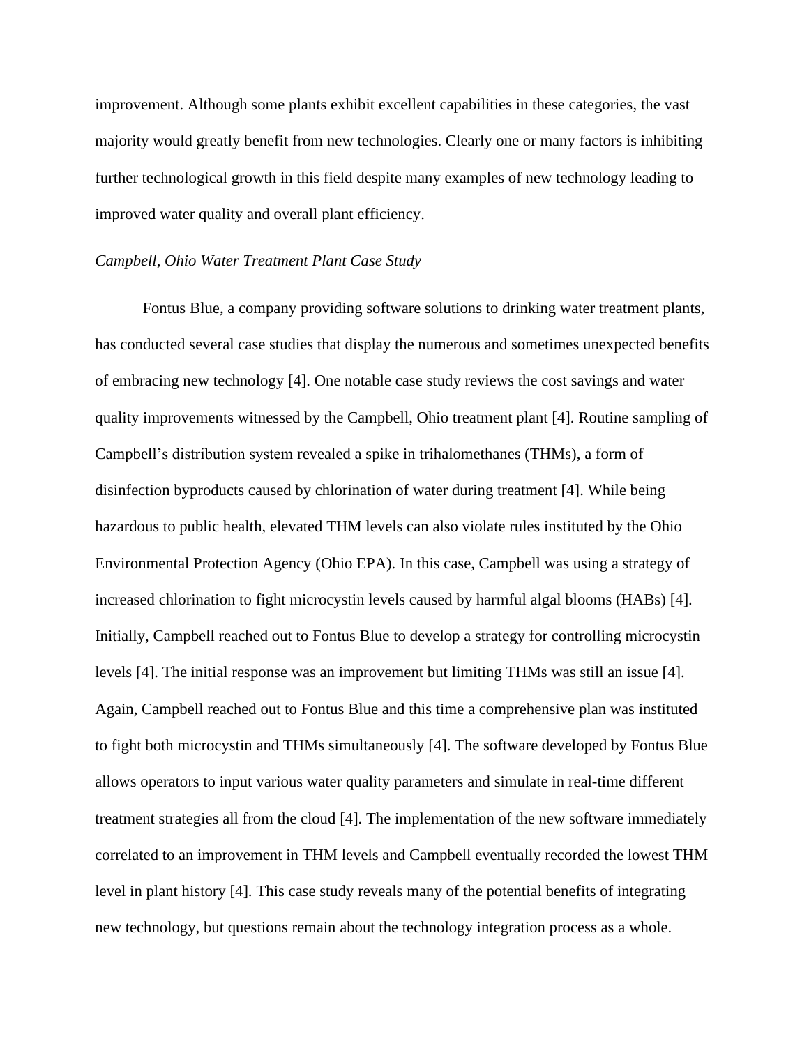improvement. Although some plants exhibit excellent capabilities in these categories, the vast majority would greatly benefit from new technologies. Clearly one or many factors is inhibiting further technological growth in this field despite many examples of new technology leading to improved water quality and overall plant efficiency.

*Campbell, Ohio Water Treatment Plant Case Study*

Fontus Blue, a company providing software solutions to drinking water treatment plants, has conducted several case studies that display the numerous and sometimes unexpected benefits of embracing new technology [4]. One notable case study reviews the cost savings and water quality improvements witnessed by the Campbell, Ohio treatment plant [4]. Routine sampling of Campbell's distribution system revealed a spike in trihalomethanes (THMs), a form of disinfection byproducts caused by chlorination of water during treatment [4]. While being hazardous to public health, elevated THM levels can also violate rules instituted by the Ohio Environmental Protection Agency (Ohio EPA). In this case, Campbell was using a strategy of increased chlorination to fight microcystin levels caused by harmful algal blooms (HABs) [4]. Initially, Campbell reached out to Fontus Blue to develop a strategy for controlling microcystin levels [4]. The initial response was an improvement but limiting THMs was still an issue [4]. Again, Campbell reached out to Fontus Blue and this time a comprehensive plan was instituted to fight both microcystin and THMs simultaneously [4]. The software developed by Fontus Blue allows operators to input various water quality parameters and simulate in real-time different treatment strategies all from the cloud [4]. The implementation of the new software immediately correlated to an improvement in THM levels and Campbell eventually recorded the lowest THM level in plant history [4]. This case study reveals many of the potential benefits of integrating new technology, but questions remain about the technology integration process as a whole.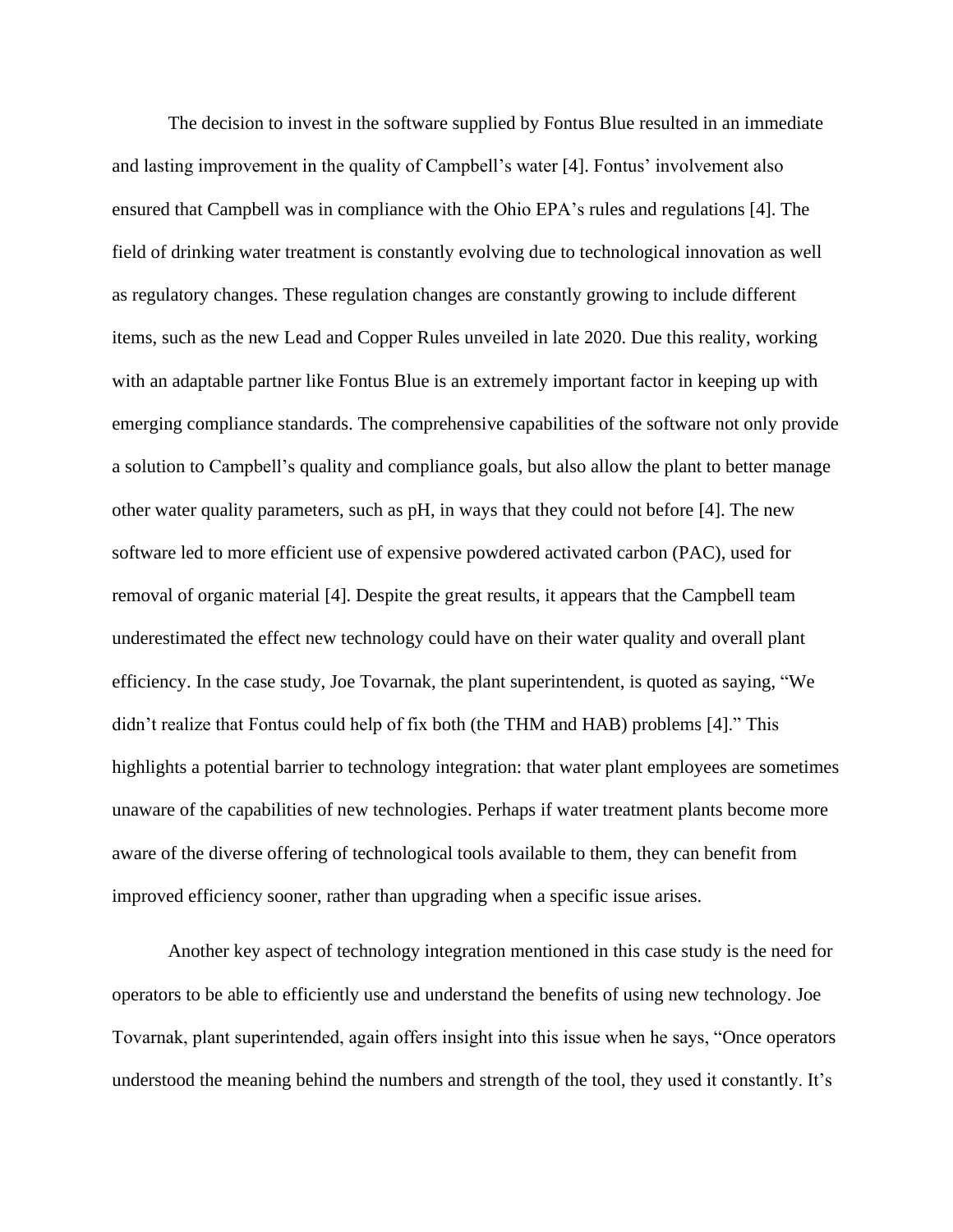The decision to invest in the software supplied by Fontus Blue resulted in an immediate and lasting improvement in the quality of Campbell's water [4]. Fontus' involvement also ensured that Campbell was in compliance with the Ohio EPA's rules and regulations [4]. The field of drinking water treatment is constantly evolving due to technological innovation as well as regulatory changes. These regulation changes are constantly growing to include different items, such as the new Lead and Copper Rules unveiled in late 2020. Due this reality, working with an adaptable partner like Fontus Blue is an extremely important factor in keeping up with emerging compliance standards. The comprehensive capabilities of the software not only provide a solution to Campbell's quality and compliance goals, but also allow the plant to better manage other water quality parameters, such as pH, in ways that they could not before [4]. The new software led to more efficient use of expensive powdered activated carbon (PAC), used for removal of organic material [4]. Despite the great results, it appears that the Campbell team underestimated the effect new technology could have on their water quality and overall plant efficiency. In the case study, Joe Tovarnak, the plant superintendent, is quoted as saying, "We didn't realize that Fontus could help of fix both (the THM and HAB) problems [4]." This highlights a potential barrier to technology integration: that water plant employees are sometimes unaware of the capabilities of new technologies. Perhaps if water treatment plants become more aware of the diverse offering of technological tools available to them, they can benefit from improved efficiency sooner, rather than upgrading when a specific issue arises.

Another key aspect of technology integration mentioned in this case study is the need for operators to be able to efficiently use and understand the benefits of using new technology. Joe Tovarnak, plant superintended, again offers insight into this issue when he says, "Once operators understood the meaning behind the numbers and strength of the tool, they used it constantly. It's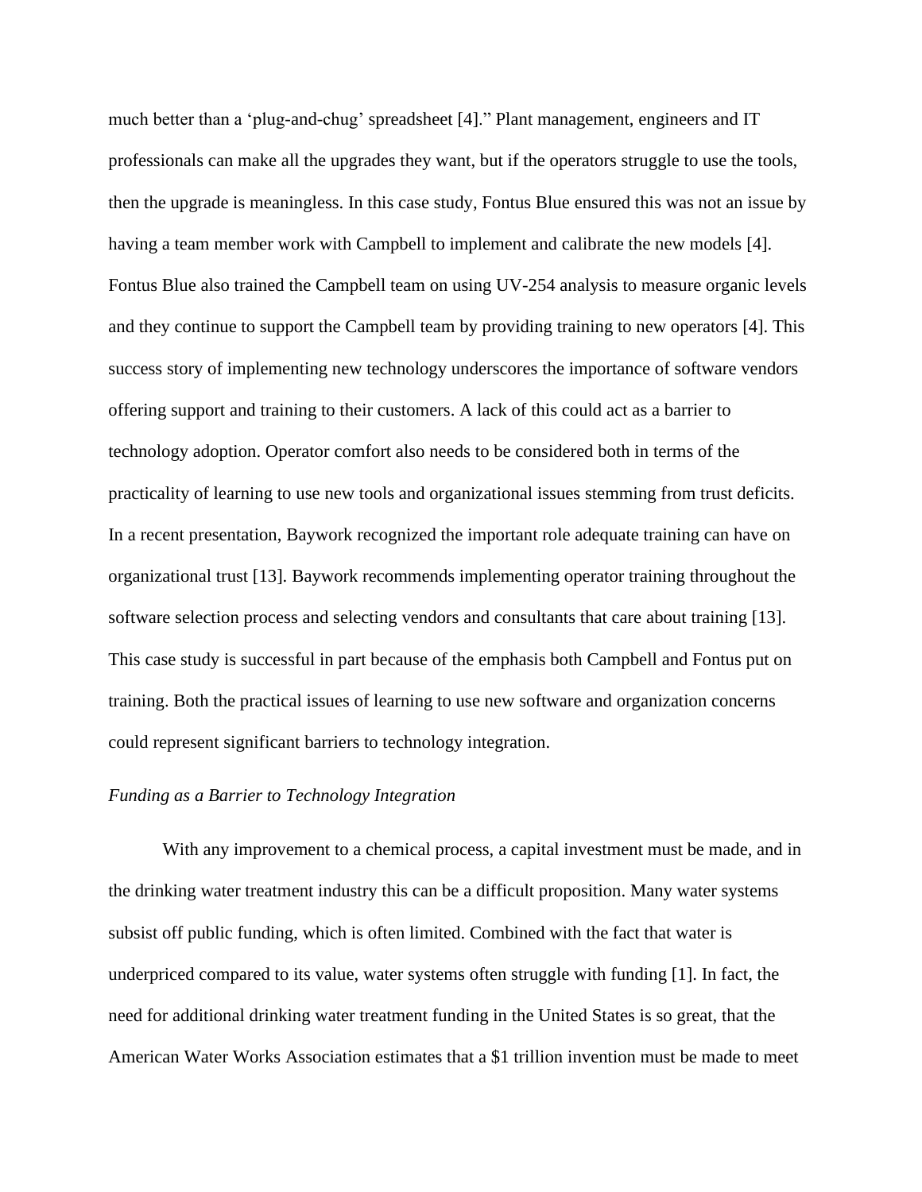much better than a ‘plug-and-chug’ spreadsheet [4].” Plant management, engineers and IT professionals can make all the upgrades they want, but if the operators struggle to use the tools, then the upgrade is meaningless. In this case study, Fontus Blue ensured this was not an issue by having a team member work with Campbell to implement and calibrate the new models [4]. Fontus Blue also trained the Campbell team on using UV-254 analysis to measure organic levels and they continue to support the Campbell team by providing training to new operators [4]. This success story of implementing new technology underscores the importance of software vendors offering support and training to their customers. A lack of this could act as a barrier to technology adoption. Operator comfort also needs to be considered both in terms of the practicality of learning to use new tools and organizational issues stemming from trust deficits. In a recent presentation, Baywork recognized the important role adequate training can have on organizational trust [13]. Baywork recommends implementing operator training throughout the software selection process and selecting vendors and consultants that care about training [13]. This case study is successful in part because of the emphasis both Campbell and Fontus put on training. Both the practical issues of learning to use new software and organization concerns could represent significant barriers to technology integration.

*Funding as a Barrier to Technology Integration*

With any improvement to a chemical process, a capital investment must be made, and in the drinking water treatment industry this can be a difficult proposition. Many water systems subsist off public funding, which is often limited. Combined with the fact that water is underpriced compared to its value, water systems often struggle with funding [1]. In fact, the need for additional drinking water treatment funding in the United States is so great, that the American Water Works Association estimates that a $1 trillion invention must be made to meet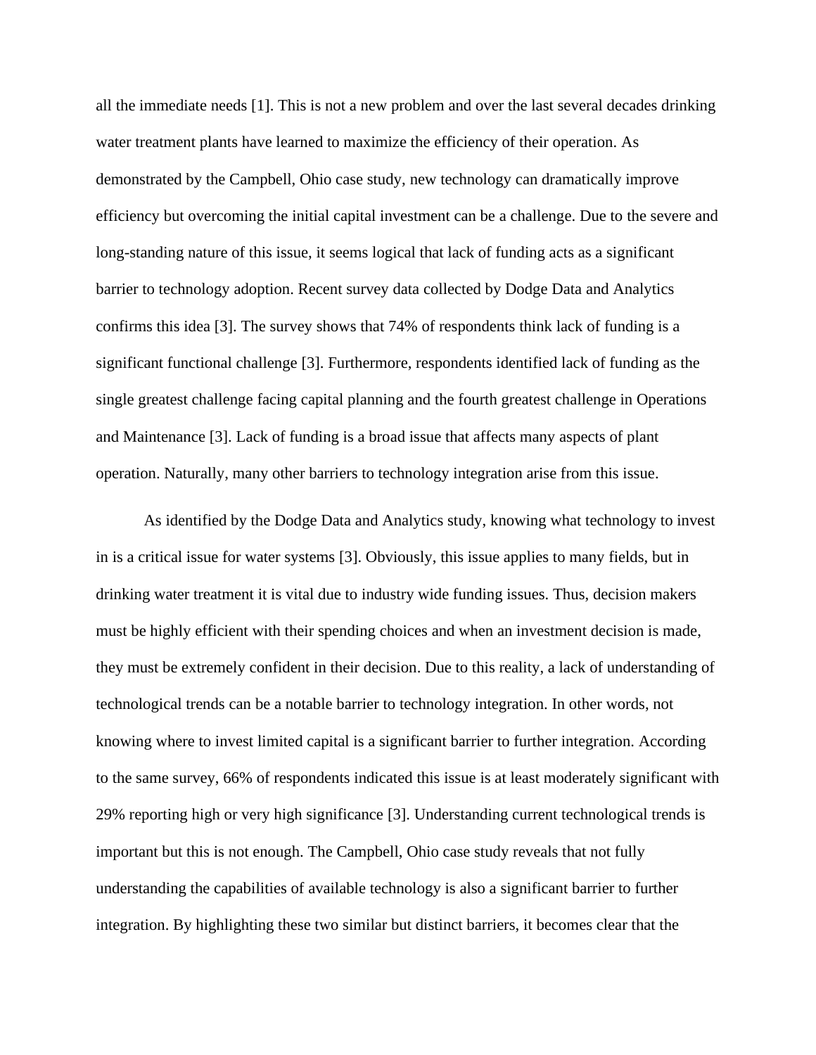all the immediate needs [1]. This is not a new problem and over the last several decades drinking water treatment plants have learned to maximize the efficiency of their operation. As demonstrated by the Campbell, Ohio case study, new technology can dramatically improve efficiency but overcoming the initial capital investment can be a challenge. Due to the severe and long-standing nature of this issue, it seems logical that lack of funding acts as a significant barrier to technology adoption. Recent survey data collected by Dodge Data and Analytics confirms this idea [3]. The survey shows that 74% of respondents think lack of funding is a significant functional challenge [3]. Furthermore, respondents identified lack of funding as the single greatest challenge facing capital planning and the fourth greatest challenge in Operations and Maintenance [3]. Lack of funding is a broad issue that affects many aspects of plant operation. Naturally, many other barriers to technology integration arise from this issue.

As identified by the Dodge Data and Analytics study, knowing what technology to invest in is a critical issue for water systems [3]. Obviously, this issue applies to many fields, but in drinking water treatment it is vital due to industry wide funding issues. Thus, decision makers must be highly efficient with their spending choices and when an investment decision is made, they must be extremely confident in their decision. Due to this reality, a lack of understanding of technological trends can be a notable barrier to technology integration. In other words, not knowing where to invest limited capital is a significant barrier to further integration. According to the same survey, 66% of respondents indicated this issue is at least moderately significant with 29% reporting high or very high significance [3]. Understanding current technological trends is important but this is not enough. The Campbell, Ohio case study reveals that not fully understanding the capabilities of available technology is also a significant barrier to further integration. By highlighting these two similar but distinct barriers, it becomes clear that the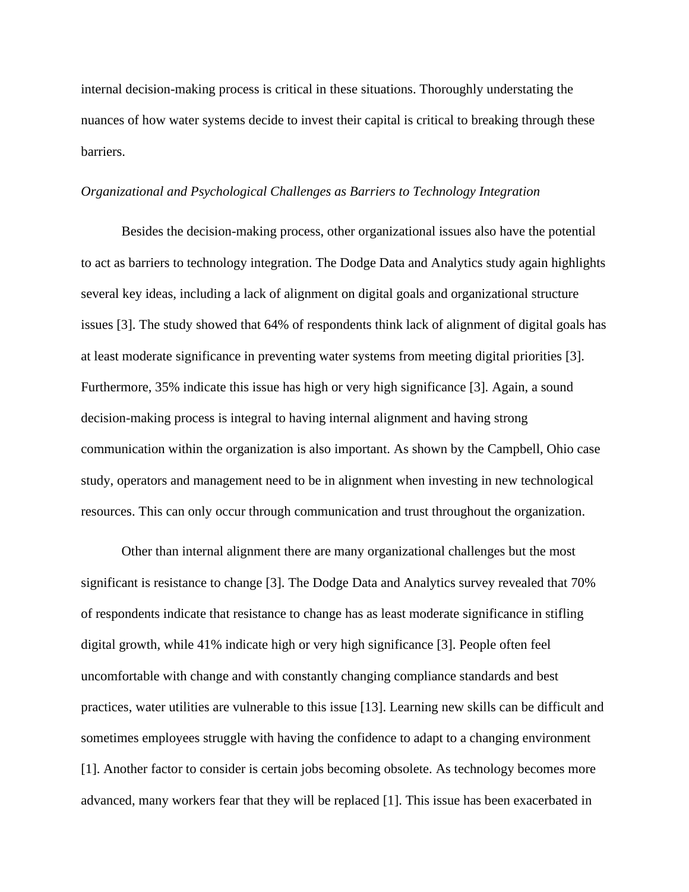internal decision-making process is critical in these situations. Thoroughly understating the nuances of how water systems decide to invest their capital is critical to breaking through these barriers.

*Organizational and Psychological Challenges as Barriers to Technology Integration*

Besides the decision-making process, other organizational issues also have the potential to act as barriers to technology integration. The Dodge Data and Analytics study again highlights several key ideas, including a lack of alignment on digital goals and organizational structure issues [3]. The study showed that 64% of respondents think lack of alignment of digital goals has at least moderate significance in preventing water systems from meeting digital priorities [3]. Furthermore, 35% indicate this issue has high or very high significance [3]. Again, a sound decision-making process is integral to having internal alignment and having strong communication within the organization is also important. As shown by the Campbell, Ohio case study, operators and management need to be in alignment when investing in new technological resources. This can only occur through communication and trust throughout the organization.

Other than internal alignment there are many organizational challenges but the most significant is resistance to change [3]. The Dodge Data and Analytics survey revealed that 70% of respondents indicate that resistance to change has as least moderate significance in stifling digital growth, while 41% indicate high or very high significance [3]. People often feel uncomfortable with change and with constantly changing compliance standards and best practices, water utilities are vulnerable to this issue [13]. Learning new skills can be difficult and sometimes employees struggle with having the confidence to adapt to a changing environment [1]. Another factor to consider is certain jobs becoming obsolete. As technology becomes more advanced, many workers fear that they will be replaced [1]. This issue has been exacerbated in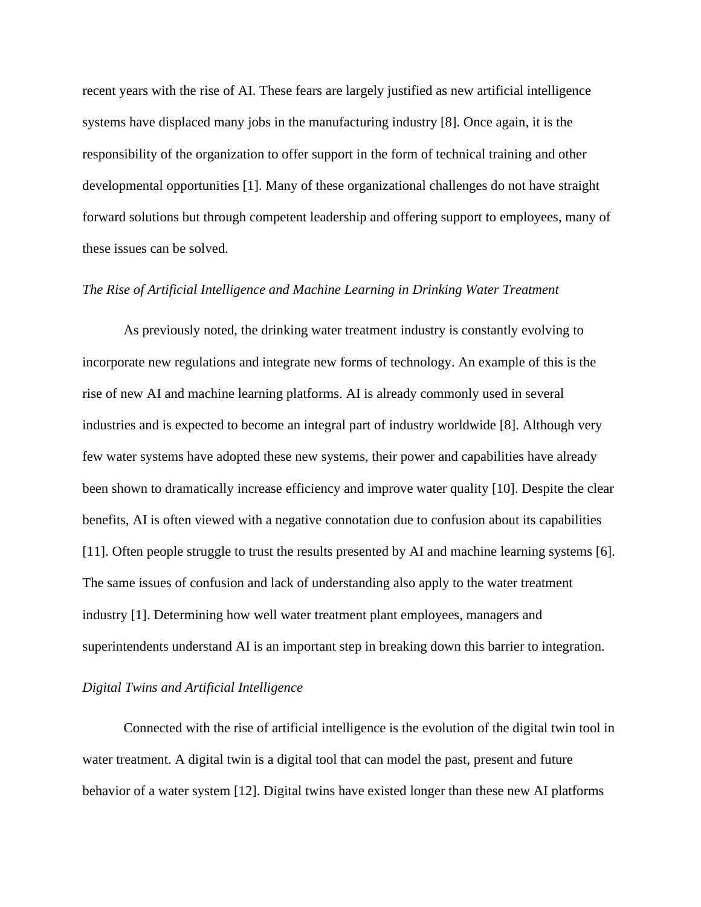recent years with the rise of AI. These fears are largely justified as new artificial intelligence systems have displaced many jobs in the manufacturing industry [8]. Once again, it is the responsibility of the organization to offer support in the form of technical training and other developmental opportunities [1]. Many of these organizational challenges do not have straight forward solutions but through competent leadership and offering support to employees, many of these issues can be solved.

### *The Rise of Artificial Intelligence and Machine Learning in Drinking Water Treatment*

As previously noted, the drinking water treatment industry is constantly evolving to incorporate new regulations and integrate new forms of technology. An example of this is the rise of new AI and machine learning platforms. AI is already commonly used in several industries and is expected to become an integral part of industry worldwide [8]. Although very few water systems have adopted these new systems, their power and capabilities have already been shown to dramatically increase efficiency and improve water quality [10]. Despite the clear benefits, AI is often viewed with a negative connotation due to confusion about its capabilities [11]. Often people struggle to trust the results presented by AI and machine learning systems [6]. The same issues of confusion and lack of understanding also apply to the water treatment industry [1]. Determining how well water treatment plant employees, managers and superintendents understand AI is an important step in breaking down this barrier to integration.

### *Digital Twins and Artificial Intelligence*

Connected with the rise of artificial intelligence is the evolution of the digital twin tool in water treatment. A digital twin is a digital tool that can model the past, present and future behavior of a water system [12]. Digital twins have existed longer than these new AI platforms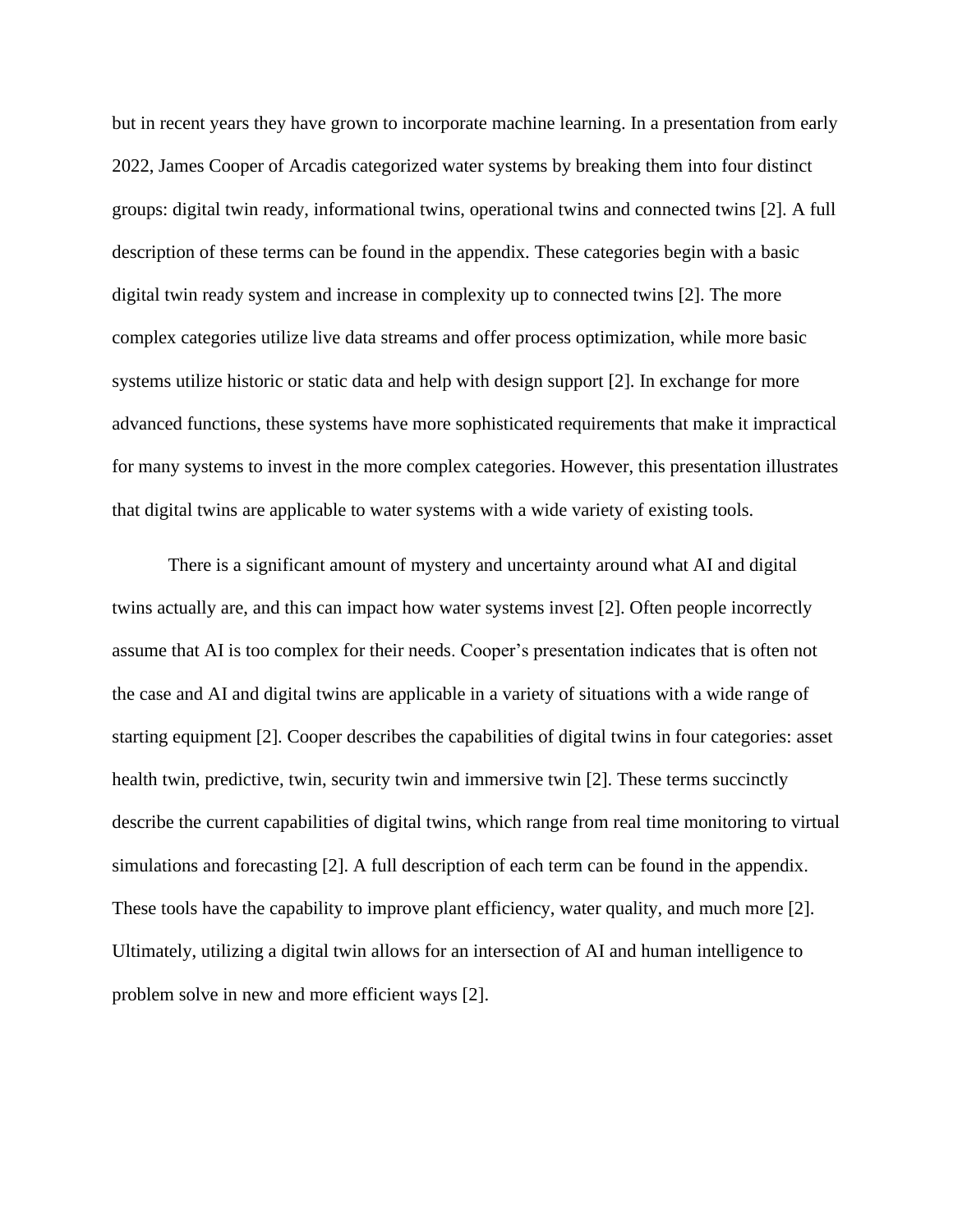but in recent years they have grown to incorporate machine learning. In a presentation from early 2022, James Cooper of Arcadis categorized water systems by breaking them into four distinct groups: digital twin ready, informational twins, operational twins and connected twins [2]. A full description of these terms can be found in the appendix. These categories begin with a basic digital twin ready system and increase in complexity up to connected twins [2]. The more complex categories utilize live data streams and offer process optimization, while more basic systems utilize historic or static data and help with design support [2]. In exchange for more advanced functions, these systems have more sophisticated requirements that make it impractical for many systems to invest in the more complex categories. However, this presentation illustrates that digital twins are applicable to water systems with a wide variety of existing tools.

There is a significant amount of mystery and uncertainty around what AI and digital twins actually are, and this can impact how water systems invest [2]. Often people incorrectly assume that AI is too complex for their needs. Cooper's presentation indicates that is often not the case and AI and digital twins are applicable in a variety of situations with a wide range of starting equipment [2]. Cooper describes the capabilities of digital twins in four categories: asset health twin, predictive, twin, security twin and immersive twin [2]. These terms succinctly describe the current capabilities of digital twins, which range from real time monitoring to virtual simulations and forecasting [2]. A full description of each term can be found in the appendix. These tools have the capability to improve plant efficiency, water quality, and much more [2]. Ultimately, utilizing a digital twin allows for an intersection of AI and human intelligence to problem solve in new and more efficient ways [2].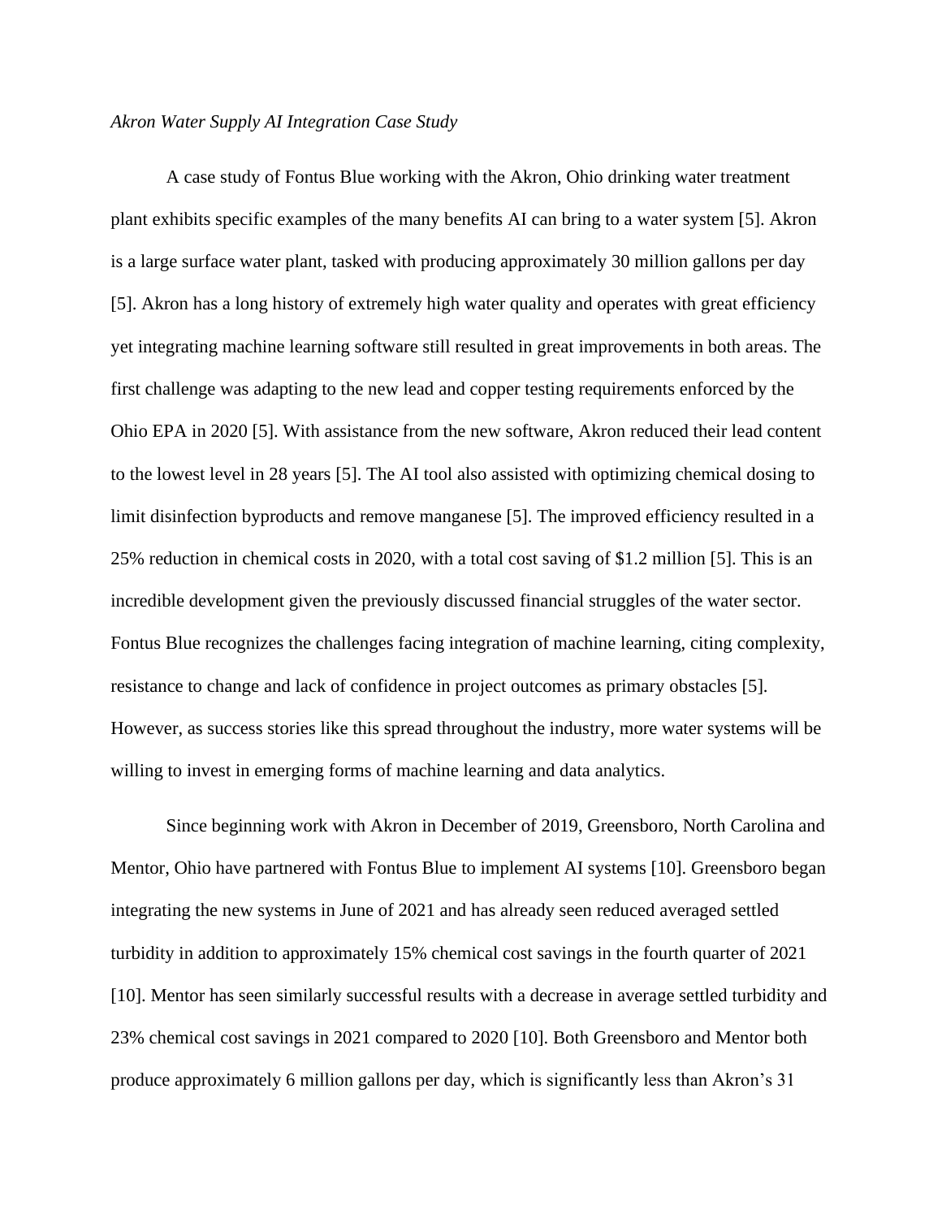*Akron Water Supply AI Integration Case Study*

A case study of Fontus Blue working with the Akron, Ohio drinking water treatment plant exhibits specific examples of the many benefits AI can bring to a water system [5]. Akron is a large surface water plant, tasked with producing approximately 30 million gallons per day [5]. Akron has a long history of extremely high water quality and operates with great efficiency yet integrating machine learning software still resulted in great improvements in both areas. The first challenge was adapting to the new lead and copper testing requirements enforced by the Ohio EPA in 2020 [5]. With assistance from the new software, Akron reduced their lead content to the lowest level in 28 years [5]. The AI tool also assisted with optimizing chemical dosing to limit disinfection byproducts and remove manganese [5]. The improved efficiency resulted in a 25% reduction in chemical costs in 2020, with a total cost saving of $1.2 million [5]. This is an incredible development given the previously discussed financial struggles of the water sector. Fontus Blue recognizes the challenges facing integration of machine learning, citing complexity, resistance to change and lack of confidence in project outcomes as primary obstacles [5]. However, as success stories like this spread throughout the industry, more water systems will be willing to invest in emerging forms of machine learning and data analytics.

Since beginning work with Akron in December of 2019, Greensboro, North Carolina and Mentor, Ohio have partnered with Fontus Blue to implement AI systems [10]. Greensboro began integrating the new systems in June of 2021 and has already seen reduced averaged settled turbidity in addition to approximately 15% chemical cost savings in the fourth quarter of 2021 [10]. Mentor has seen similarly successful results with a decrease in average settled turbidity and 23% chemical cost savings in 2021 compared to 2020 [10]. Both Greensboro and Mentor both produce approximately 6 million gallons per day, which is significantly less than Akron's 31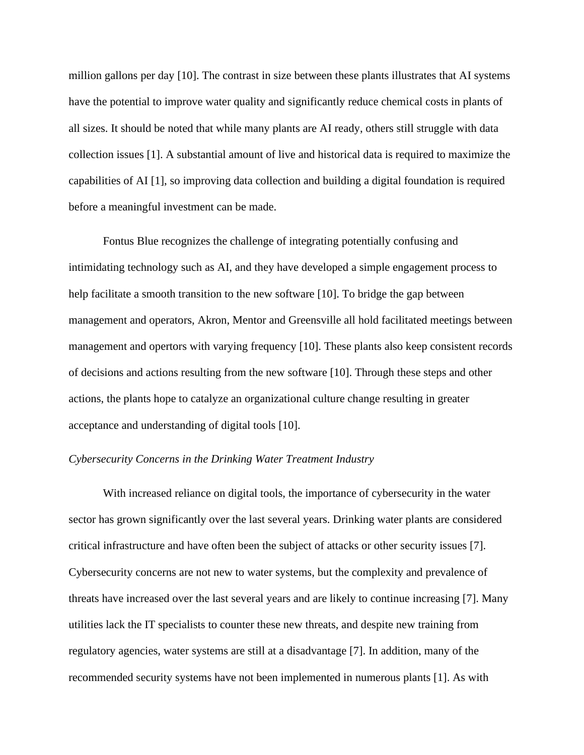million gallons per day [10]. The contrast in size between these plants illustrates that AI systems have the potential to improve water quality and significantly reduce chemical costs in plants of all sizes. It should be noted that while many plants are AI ready, others still struggle with data collection issues [1]. A substantial amount of live and historical data is required to maximize the capabilities of AI [1], so improving data collection and building a digital foundation is required before a meaningful investment can be made.

Fontus Blue recognizes the challenge of integrating potentially confusing and intimidating technology such as AI, and they have developed a simple engagement process to help facilitate a smooth transition to the new software [10]. To bridge the gap between management and operators, Akron, Mentor and Greensville all hold facilitated meetings between management and opertors with varying frequency [10]. These plants also keep consistent records of decisions and actions resulting from the new software [10]. Through these steps and other actions, the plants hope to catalyze an organizational culture change resulting in greater acceptance and understanding of digital tools [10].

*Cybersecurity Concerns in the Drinking Water Treatment Industry*

With increased reliance on digital tools, the importance of cybersecurity in the water sector has grown significantly over the last several years. Drinking water plants are considered critical infrastructure and have often been the subject of attacks or other security issues [7]. Cybersecurity concerns are not new to water systems, but the complexity and prevalence of threats have increased over the last several years and are likely to continue increasing [7]. Many utilities lack the IT specialists to counter these new threats, and despite new training from regulatory agencies, water systems are still at a disadvantage [7]. In addition, many of the recommended security systems have not been implemented in numerous plants [1]. As with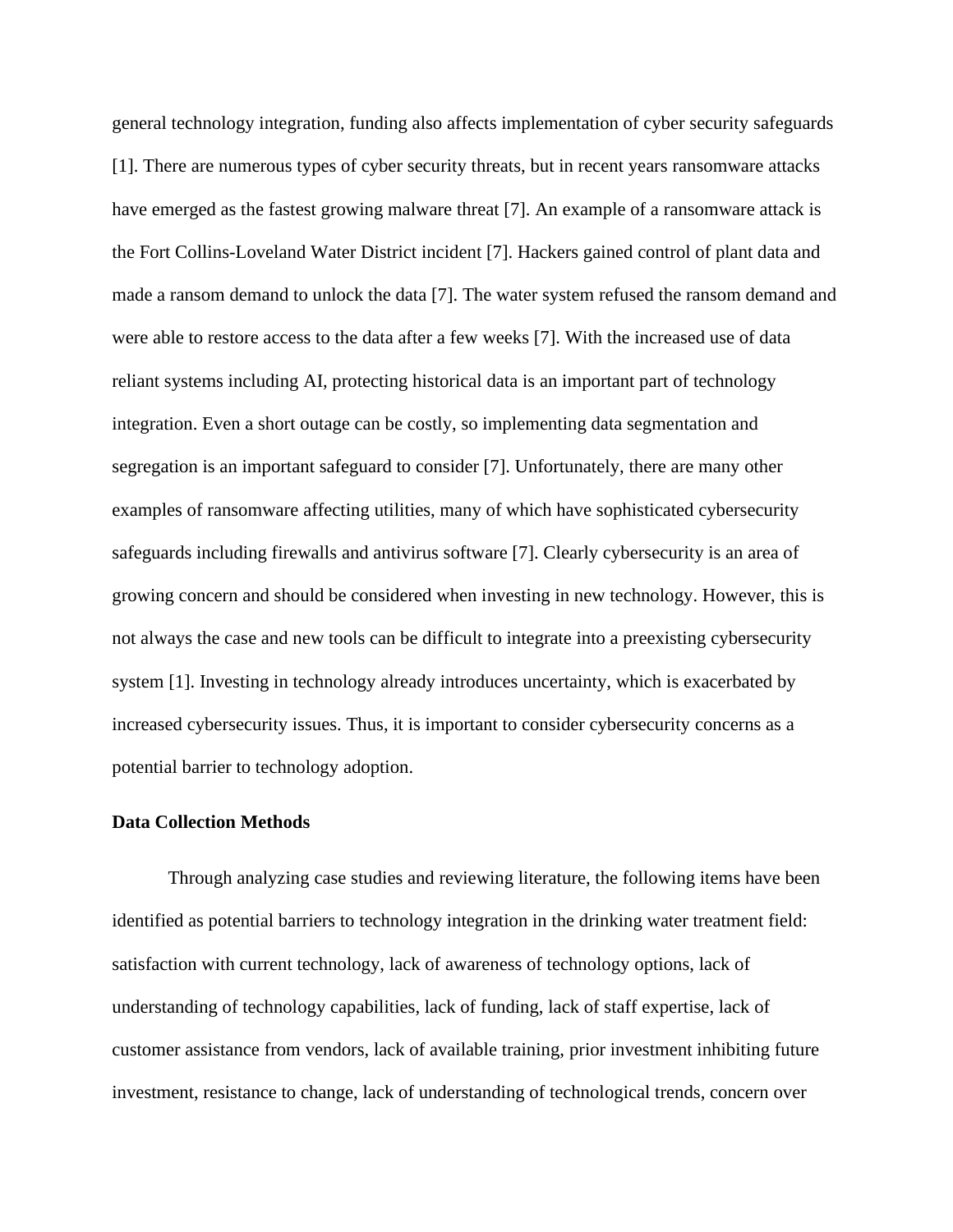general technology integration, funding also affects implementation of cyber security safeguards [1]. There are numerous types of cyber security threats, but in recent years ransomware attacks have emerged as the fastest growing malware threat [7]. An example of a ransomware attack is the Fort Collins-Loveland Water District incident [7]. Hackers gained control of plant data and made a ransom demand to unlock the data [7]. The water system refused the ransom demand and were able to restore access to the data after a few weeks [7]. With the increased use of data reliant systems including AI, protecting historical data is an important part of technology integration. Even a short outage can be costly, so implementing data segmentation and segregation is an important safeguard to consider [7]. Unfortunately, there are many other examples of ransomware affecting utilities, many of which have sophisticated cybersecurity safeguards including firewalls and antivirus software [7]. Clearly cybersecurity is an area of growing concern and should be considered when investing in new technology. However, this is not always the case and new tools can be difficult to integrate into a preexisting cybersecurity system [1]. Investing in technology already introduces uncertainty, which is exacerbated by increased cybersecurity issues. Thus, it is important to consider cybersecurity concerns as a potential barrier to technology adoption.

**Data Collection Methods**

Through analyzing case studies and reviewing literature, the following items have been identified as potential barriers to technology integration in the drinking water treatment field: satisfaction with current technology, lack of awareness of technology options, lack of understanding of technology capabilities, lack of funding, lack of staff expertise, lack of customer assistance from vendors, lack of available training, prior investment inhibiting future investment, resistance to change, lack of understanding of technological trends, concern over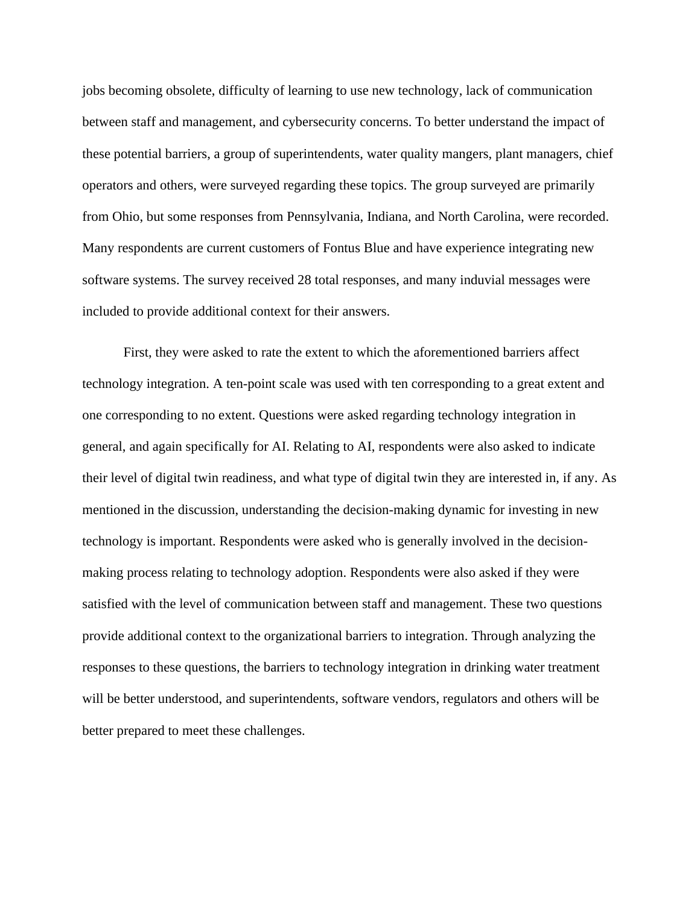jobs becoming obsolete, difficulty of learning to use new technology, lack of communication between staff and management, and cybersecurity concerns. To better understand the impact of these potential barriers, a group of superintendents, water quality mangers, plant managers, chief operators and others, were surveyed regarding these topics. The group surveyed are primarily from Ohio, but some responses from Pennsylvania, Indiana, and North Carolina, were recorded. Many respondents are current customers of Fontus Blue and have experience integrating new software systems. The survey received 28 total responses, and many induvial messages were included to provide additional context for their answers.

First, they were asked to rate the extent to which the aforementioned barriers affect technology integration. A ten-point scale was used with ten corresponding to a great extent and one corresponding to no extent. Questions were asked regarding technology integration in general, and again specifically for AI. Relating to AI, respondents were also asked to indicate their level of digital twin readiness, and what type of digital twin they are interested in, if any. As mentioned in the discussion, understanding the decision-making dynamic for investing in new technology is important. Respondents were asked who is generally involved in the decision-making process relating to technology adoption. Respondents were also asked if they were satisfied with the level of communication between staff and management. These two questions provide additional context to the organizational barriers to integration. Through analyzing the responses to these questions, the barriers to technology integration in drinking water treatment will be better understood, and superintendents, software vendors, regulators and others will be better prepared to meet these challenges.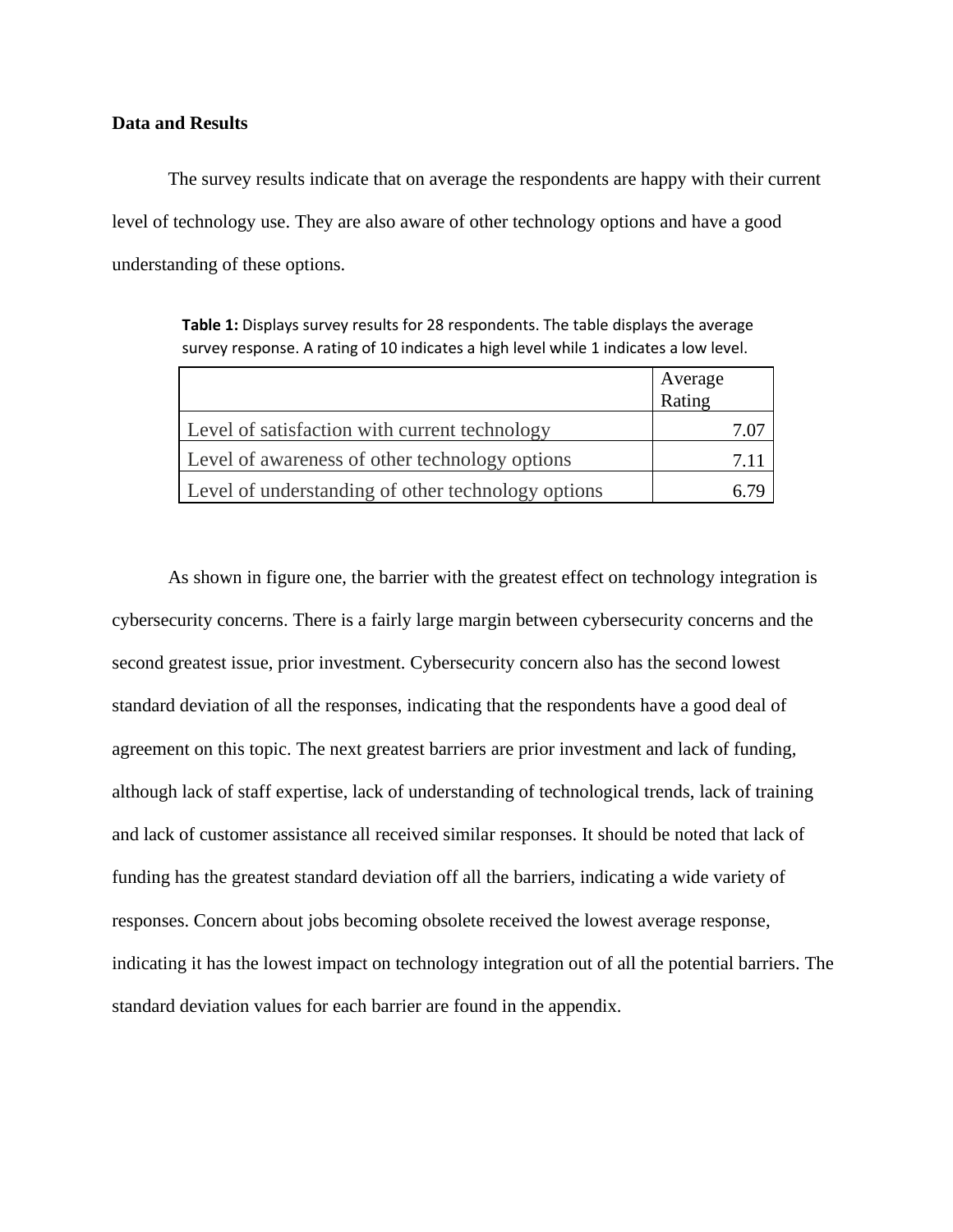**Data and Results**

The survey results indicate that on average the respondents are happy with their current level of technology use. They are also aware of other technology options and have a good understanding of these options.

**Table 1:** Displays survey results for 28 respondents. The table displays the average survey response. A rating of 10 indicates a high level while 1 indicates a low level.

| | Average Rating |
|---|---|
| Level of satisfaction with current technology | 7.07 |
| Level of awareness of other technology options | 7.11 |
| Level of understanding of other technology options | 6.79 |

As shown in figure one, the barrier with the greatest effect on technology integration is cybersecurity concerns. There is a fairly large margin between cybersecurity concerns and the second greatest issue, prior investment. Cybersecurity concern also has the second lowest standard deviation of all the responses, indicating that the respondents have a good deal of agreement on this topic. The next greatest barriers are prior investment and lack of funding, although lack of staff expertise, lack of understanding of technological trends, lack of training and lack of customer assistance all received similar responses. It should be noted that lack of funding has the greatest standard deviation off all the barriers, indicating a wide variety of responses. Concern about jobs becoming obsolete received the lowest average response, indicating it has the lowest impact on technology integration out of all the potential barriers. The standard deviation values for each barrier are found in the appendix.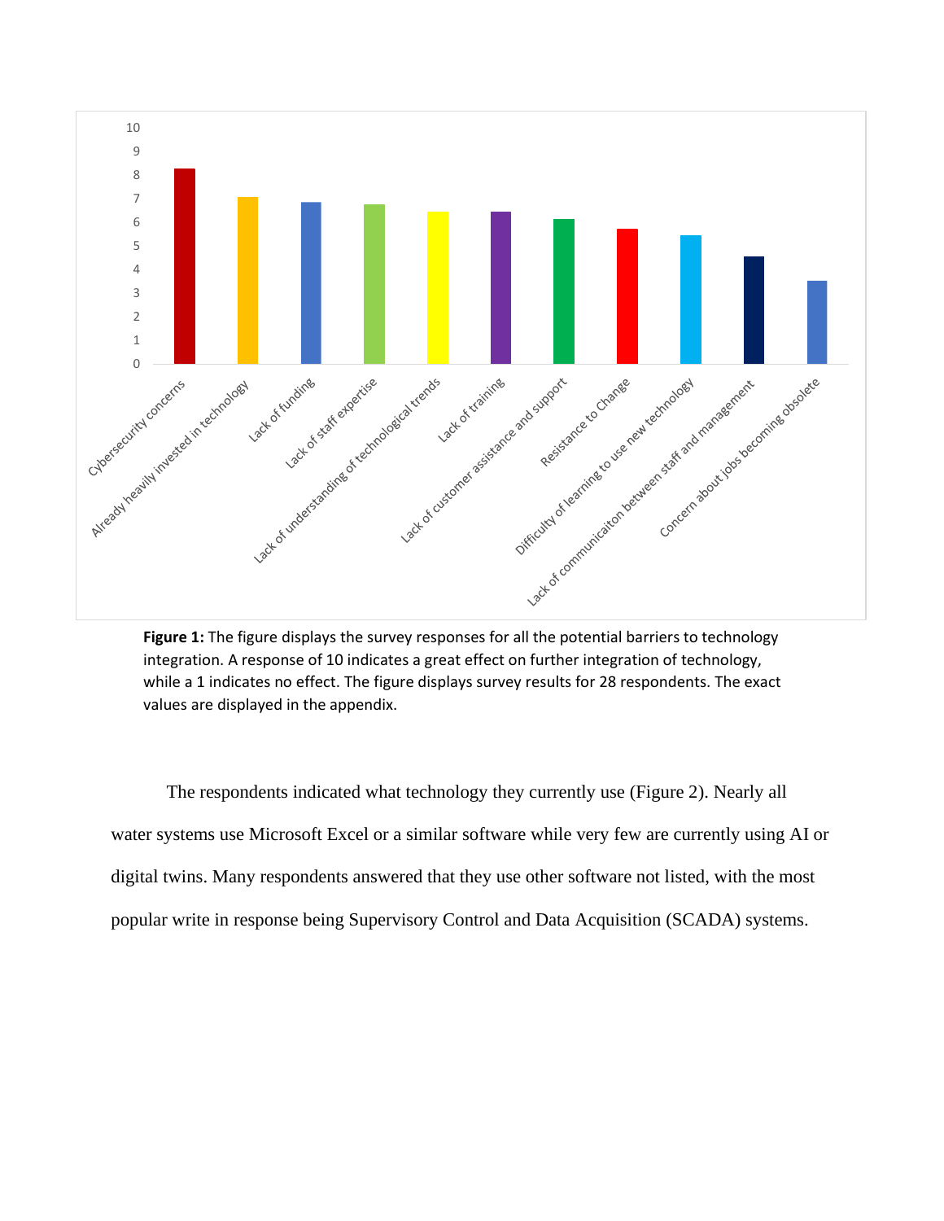**Figure 1:** The figure displays the survey responses for all the potential barriers to technology integration. A response of 10 indicates a great effect on further integration of technology, while a 1 indicates no effect. The figure displays survey results for 28 respondents. The exact values are displayed in the appendix.

The respondents indicated what technology they currently use (Figure 2). Nearly all water systems use Microsoft Excel or a similar software while very few are currently using AI or digital twins. Many respondents answered that they use other software not listed, with the most popular write in response being Supervisory Control and Data Acquisition (SCADA) systems.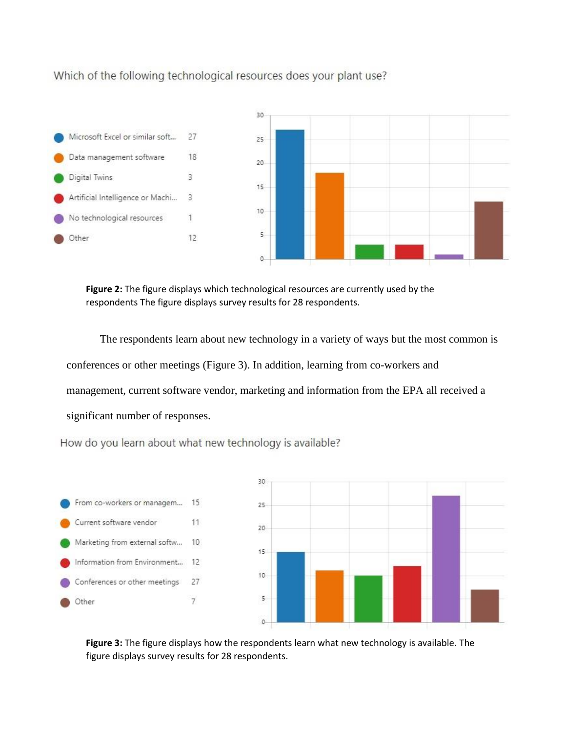Which of the following technological resources does your plant use?

| Response | Count |
| --- | --- |
| Microsoft Excel or similar soft... | 27 |
| Data management software | 18 |
| Digital Twins | 3 |
| Artificial Intelligence or Machi... | 3 |
| No technological resources | 1 |
| Other | 12 |

**Figure 2:** The figure displays which technological resources are currently used by the respondents The figure displays survey results for 28 respondents.

The respondents learn about new technology in a variety of ways but the most common is conferences or other meetings (Figure 3). In addition, learning from co-workers and management, current software vendor, marketing and information from the EPA all received a significant number of responses.

How do you learn about what new technology is available?

| Response | Count |
| --- | --- |
| From co-workers or managem... | 15 |
| Current software vendor | 11 |
| Marketing from external softw... | 10 |
| Information from Environment... | 12 |
| Conferences or other meetings | 27 |
| Other | 7 |

**Figure 3:** The figure displays how the respondents learn what new technology is available. The figure displays survey results for 28 respondents.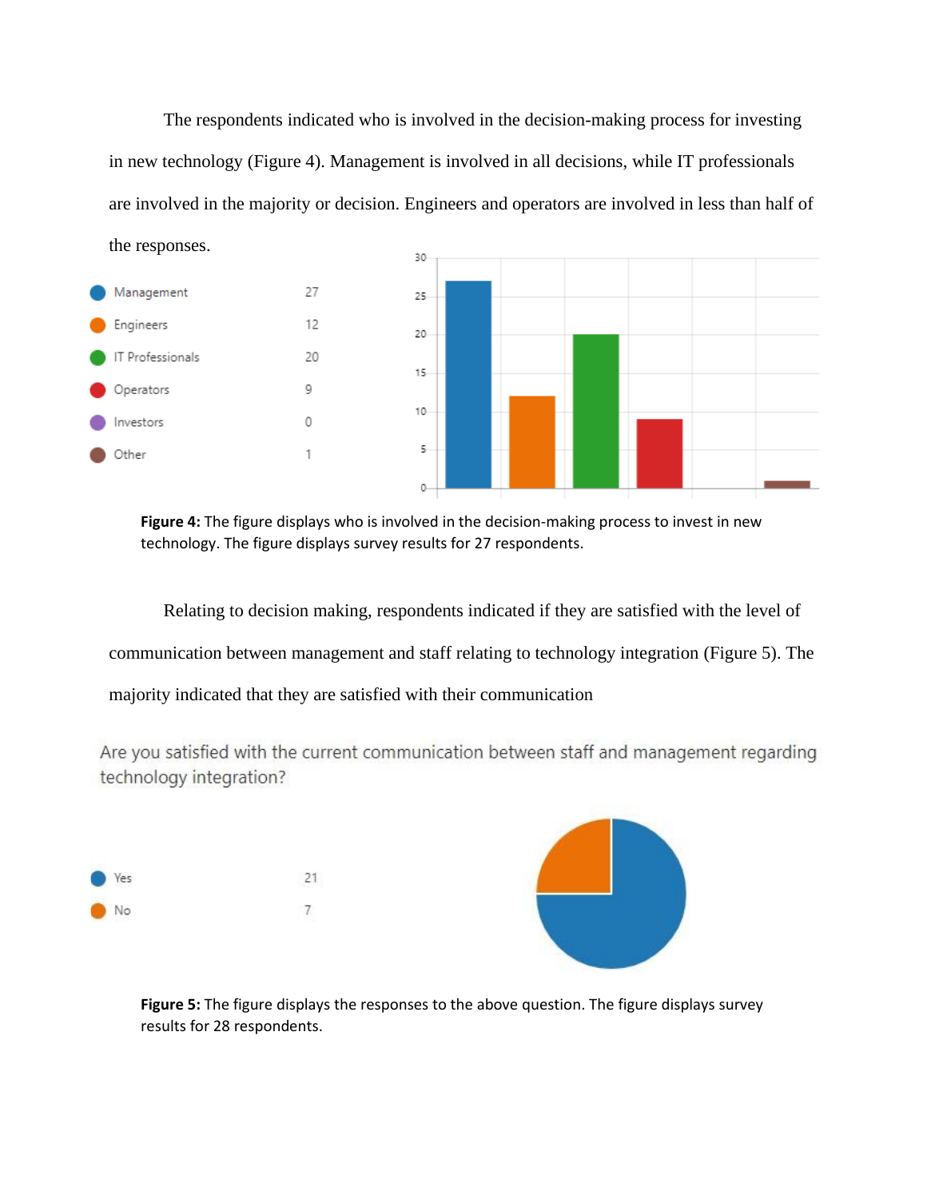The respondents indicated who is involved in the decision-making process for investing in new technology (Figure 4). Management is involved in all decisions, while IT professionals are involved in the majority or decision. Engineers and operators are involved in less than half of the responses.

| | |
|---|---|
| Management | 27 |
| Engineers | 12 |
| IT Professionals | 20 |
| Operators | 9 |
| Investors | 0 |
| Other | 1 |

**Figure 4:** The figure displays who is involved in the decision-making process to invest in new technology. The figure displays survey results for 27 respondents.

Relating to decision making, respondents indicated if they are satisfied with the level of communication between management and staff relating to technology integration (Figure 5). The majority indicated that they are satisfied with their communication

Are you satisfied with the current communication between staff and management regarding technology integration?

| | |
|---|---|
| Yes | 21 |
| No | 7 |

**Figure 5:** The figure displays the responses to the above question. The figure displays survey results for 28 respondents.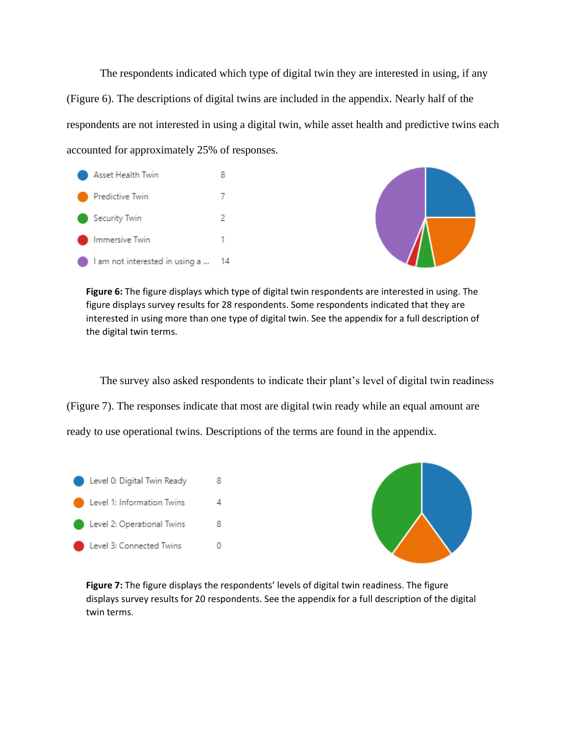The respondents indicated which type of digital twin they are interested in using, if any (Figure 6). The descriptions of digital twins are included in the appendix. Nearly half of the respondents are not interested in using a digital twin, while asset health and predictive twins each accounted for approximately 25% of responses.

| | |
|---|---|
| Asset Health Twin | 8 |
| Predictive Twin | 7 |
| Security Twin | 2 |
| Immersive Twin | 1 |
| I am not interested in using a ... | 14 |

**Figure 6:** The figure displays which type of digital twin respondents are interested in using. The figure displays survey results for 28 respondents. Some respondents indicated that they are interested in using more than one type of digital twin. See the appendix for a full description of the digital twin terms.

The survey also asked respondents to indicate their plant's level of digital twin readiness (Figure 7). The responses indicate that most are digital twin ready while an equal amount are ready to use operational twins. Descriptions of the terms are found in the appendix.

| | |
|---|---|
| Level 0: Digital Twin Ready | 8 |
| Level 1: Information Twins | 4 |
| Level 2: Operational Twins | 8 |
| Level 3: Connected Twins | 0 |

**Figure 7:** The figure displays the respondents' levels of digital twin readiness. The figure displays survey results for 20 respondents. See the appendix for a full description of the digital twin terms.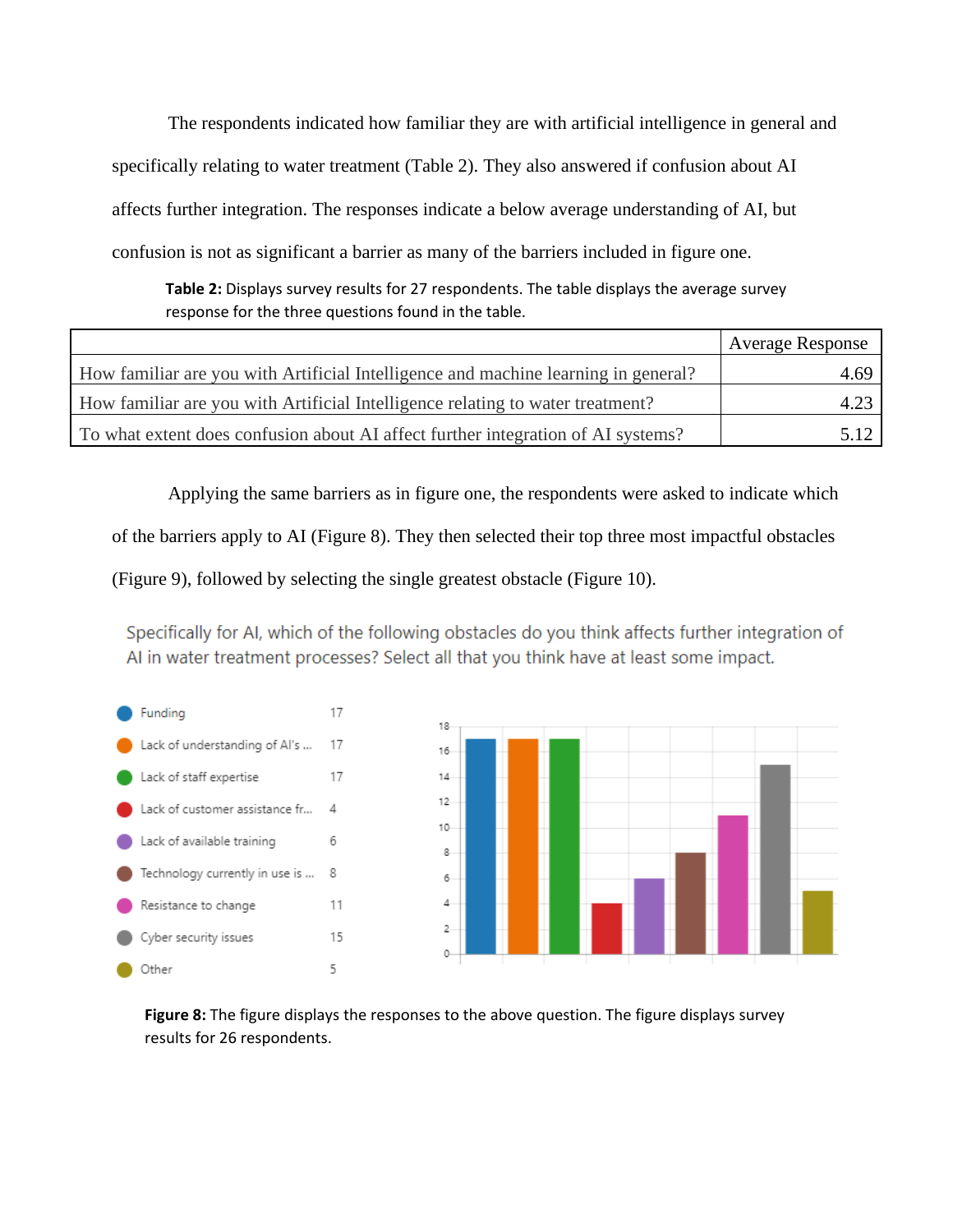The respondents indicated how familiar they are with artificial intelligence in general and specifically relating to water treatment (Table 2). They also answered if confusion about AI affects further integration. The responses indicate a below average understanding of AI, but confusion is not as significant a barrier as many of the barriers included in figure one.

**Table 2:** Displays survey results for 27 respondents. The table displays the average survey response for the three questions found in the table.

| | Average Response |
|---|---|
| How familiar are you with Artificial Intelligence and machine learning in general? | 4.69 |
| How familiar are you with Artificial Intelligence relating to water treatment? | 4.23 |
| To what extent does confusion about AI affect further integration of AI systems? | 5.12 |

Applying the same barriers as in figure one, the respondents were asked to indicate which of the barriers apply to AI (Figure 8). They then selected their top three most impactful obstacles (Figure 9), followed by selecting the single greatest obstacle (Figure 10).

Specifically for AI, which of the following obstacles do you think affects further integration of AI in water treatment processes? Select all that you think have at least some impact.

| Obstacle | Responses |
|---|---|
| Funding | 17 |
| Lack of understanding of AI's ... | 17 |
| Lack of staff expertise | 17 |
| Lack of customer assistance fr... | 4 |
| Lack of available training | 6 |
| Technology currently in use is ... | 8 |
| Resistance to change | 11 |
| Cyber security issues | 15 |
| Other | 5 |

**Figure 8:** The figure displays the responses to the above question. The figure displays survey results for 26 respondents.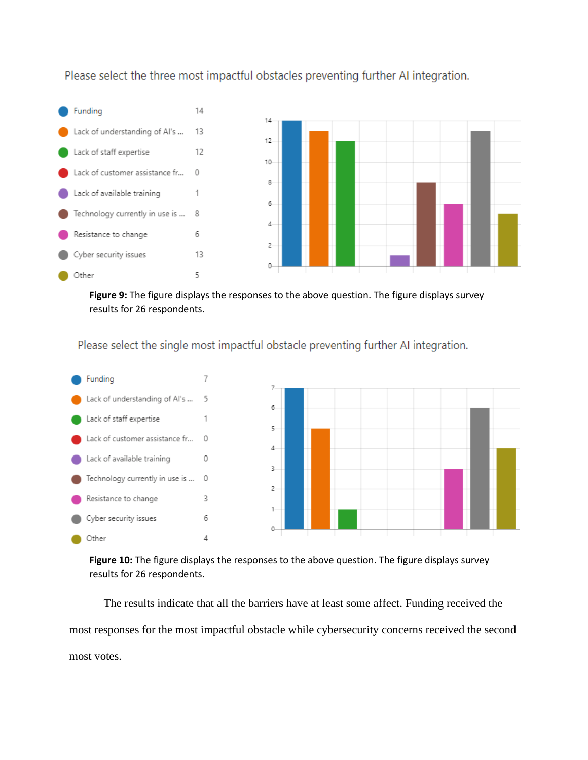Please select the three most impactful obstacles preventing further AI integration.

| Option | Responses |
|---|---|
| Funding | 14 |
| Lack of understanding of AI's ... | 13 |
| Lack of staff expertise | 12 |
| Lack of customer assistance fr... | 0 |
| Lack of available training | 1 |
| Technology currently in use is ... | 8 |
| Resistance to change | 6 |
| Cyber security issues | 13 |
| Other | 5 |

**Figure 9:** The figure displays the responses to the above question. The figure displays survey results for 26 respondents.

Please select the single most impactful obstacle preventing further AI integration.

| Option | Responses |
|---|---|
| Funding | 7 |
| Lack of understanding of AI's ... | 5 |
| Lack of staff expertise | 1 |
| Lack of customer assistance fr... | 0 |
| Lack of available training | 0 |
| Technology currently in use is ... | 0 |
| Resistance to change | 3 |
| Cyber security issues | 6 |
| Other | 4 |

**Figure 10:** The figure displays the responses to the above question. The figure displays survey results for 26 respondents.

The results indicate that all the barriers have at least some affect. Funding received the most responses for the most impactful obstacle while cybersecurity concerns received the second most votes.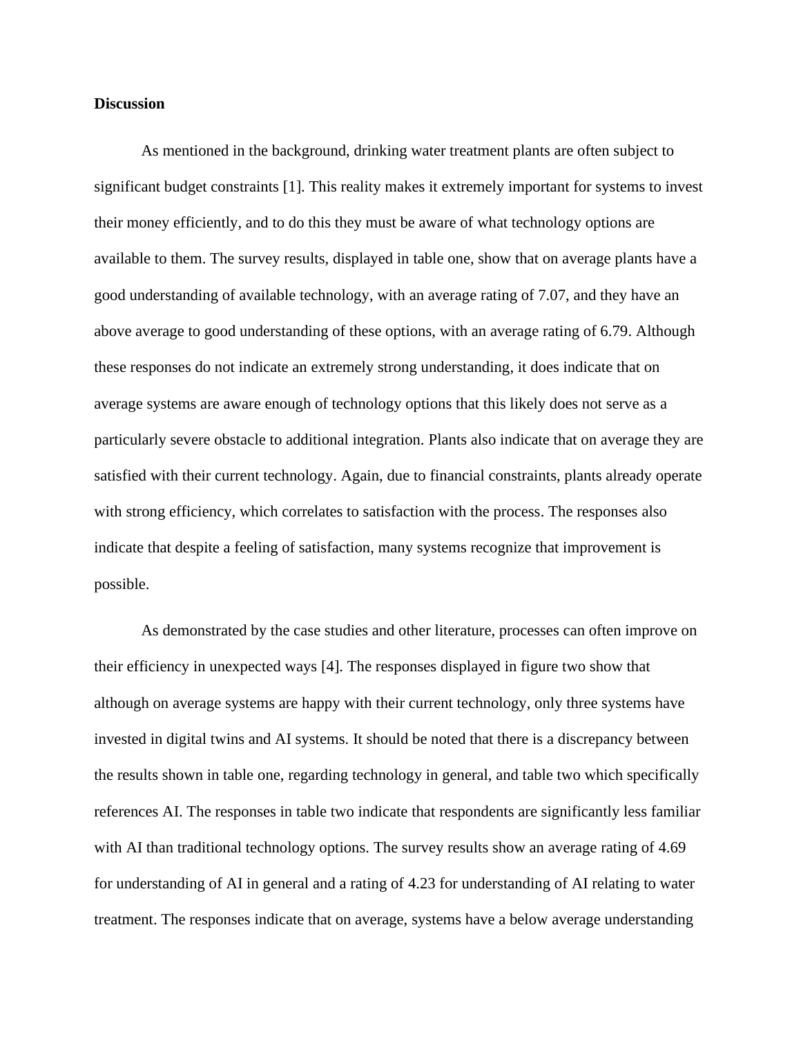**Discussion**

As mentioned in the background, drinking water treatment plants are often subject to significant budget constraints [1]. This reality makes it extremely important for systems to invest their money efficiently, and to do this they must be aware of what technology options are available to them. The survey results, displayed in table one, show that on average plants have a good understanding of available technology, with an average rating of 7.07, and they have an above average to good understanding of these options, with an average rating of 6.79. Although these responses do not indicate an extremely strong understanding, it does indicate that on average systems are aware enough of technology options that this likely does not serve as a particularly severe obstacle to additional integration. Plants also indicate that on average they are satisfied with their current technology. Again, due to financial constraints, plants already operate with strong efficiency, which correlates to satisfaction with the process. The responses also indicate that despite a feeling of satisfaction, many systems recognize that improvement is possible.

As demonstrated by the case studies and other literature, processes can often improve on their efficiency in unexpected ways [4]. The responses displayed in figure two show that although on average systems are happy with their current technology, only three systems have invested in digital twins and AI systems. It should be noted that there is a discrepancy between the results shown in table one, regarding technology in general, and table two which specifically references AI. The responses in table two indicate that respondents are significantly less familiar with AI than traditional technology options. The survey results show an average rating of 4.69 for understanding of AI in general and a rating of 4.23 for understanding of AI relating to water treatment. The responses indicate that on average, systems have a below average understanding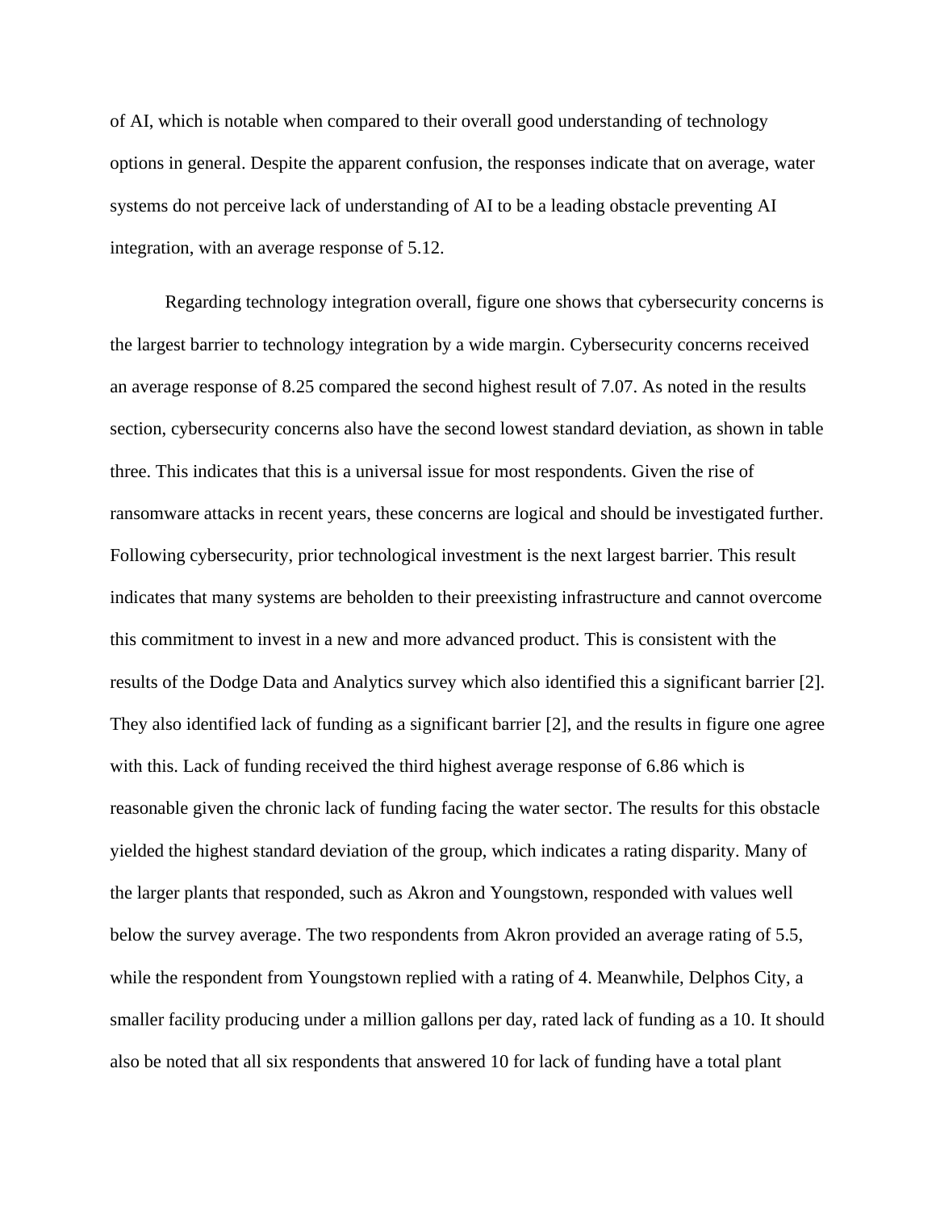of AI, which is notable when compared to their overall good understanding of technology options in general. Despite the apparent confusion, the responses indicate that on average, water systems do not perceive lack of understanding of AI to be a leading obstacle preventing AI integration, with an average response of 5.12.

Regarding technology integration overall, figure one shows that cybersecurity concerns is the largest barrier to technology integration by a wide margin. Cybersecurity concerns received an average response of 8.25 compared the second highest result of 7.07. As noted in the results section, cybersecurity concerns also have the second lowest standard deviation, as shown in table three. This indicates that this is a universal issue for most respondents. Given the rise of ransomware attacks in recent years, these concerns are logical and should be investigated further. Following cybersecurity, prior technological investment is the next largest barrier. This result indicates that many systems are beholden to their preexisting infrastructure and cannot overcome this commitment to invest in a new and more advanced product. This is consistent with the results of the Dodge Data and Analytics survey which also identified this a significant barrier [2]. They also identified lack of funding as a significant barrier [2], and the results in figure one agree with this. Lack of funding received the third highest average response of 6.86 which is reasonable given the chronic lack of funding facing the water sector. The results for this obstacle yielded the highest standard deviation of the group, which indicates a rating disparity. Many of the larger plants that responded, such as Akron and Youngstown, responded with values well below the survey average. The two respondents from Akron provided an average rating of 5.5, while the respondent from Youngstown replied with a rating of 4. Meanwhile, Delphos City, a smaller facility producing under a million gallons per day, rated lack of funding as a 10. It should also be noted that all six respondents that answered 10 for lack of funding have a total plant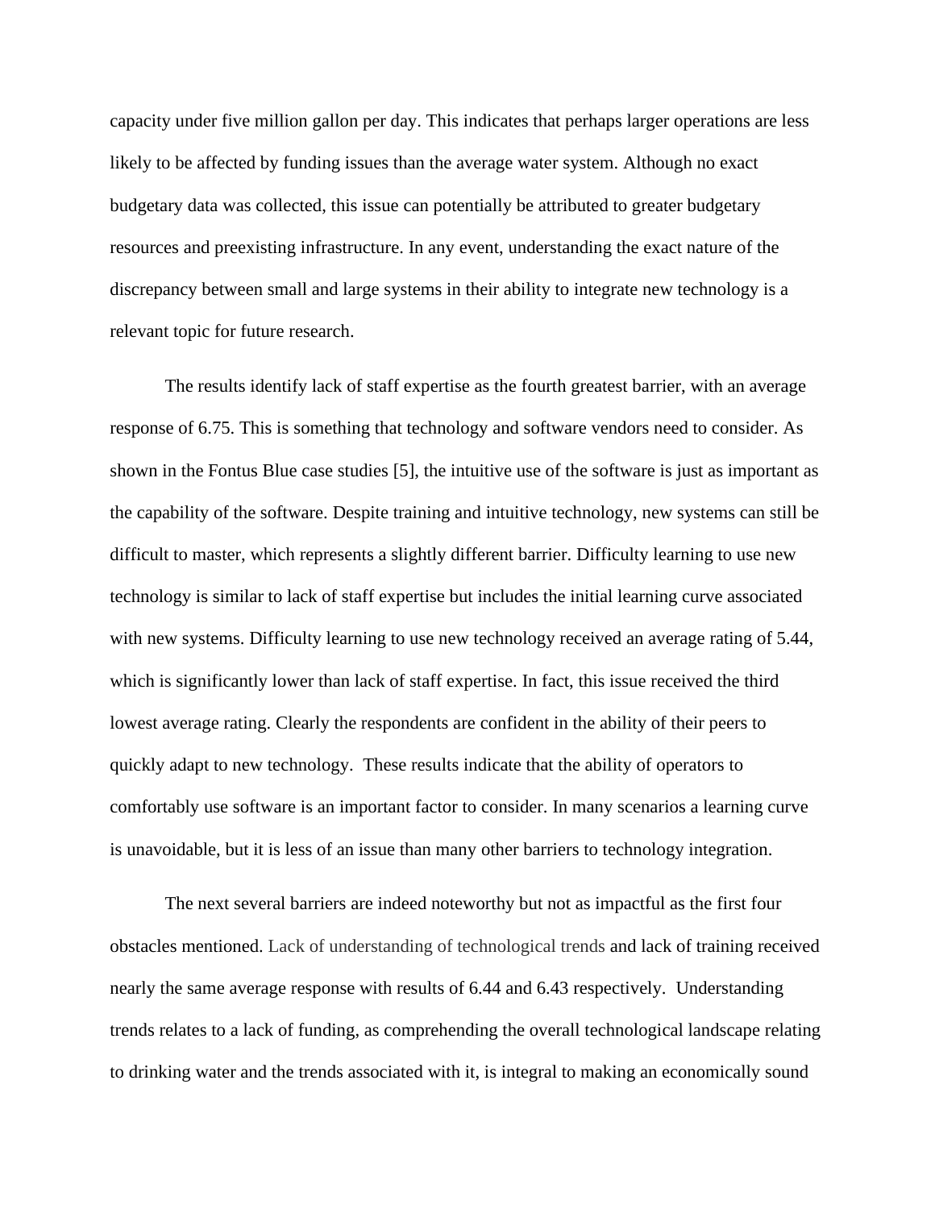capacity under five million gallon per day. This indicates that perhaps larger operations are less likely to be affected by funding issues than the average water system. Although no exact budgetary data was collected, this issue can potentially be attributed to greater budgetary resources and preexisting infrastructure. In any event, understanding the exact nature of the discrepancy between small and large systems in their ability to integrate new technology is a relevant topic for future research.

The results identify lack of staff expertise as the fourth greatest barrier, with an average response of 6.75. This is something that technology and software vendors need to consider. As shown in the Fontus Blue case studies [5], the intuitive use of the software is just as important as the capability of the software. Despite training and intuitive technology, new systems can still be difficult to master, which represents a slightly different barrier. Difficulty learning to use new technology is similar to lack of staff expertise but includes the initial learning curve associated with new systems. Difficulty learning to use new technology received an average rating of 5.44, which is significantly lower than lack of staff expertise. In fact, this issue received the third lowest average rating. Clearly the respondents are confident in the ability of their peers to quickly adapt to new technology. These results indicate that the ability of operators to comfortably use software is an important factor to consider. In many scenarios a learning curve is unavoidable, but it is less of an issue than many other barriers to technology integration.

The next several barriers are indeed noteworthy but not as impactful as the first four obstacles mentioned. Lack of understanding of technological trends and lack of training received nearly the same average response with results of 6.44 and 6.43 respectively. Understanding trends relates to a lack of funding, as comprehending the overall technological landscape relating to drinking water and the trends associated with it, is integral to making an economically sound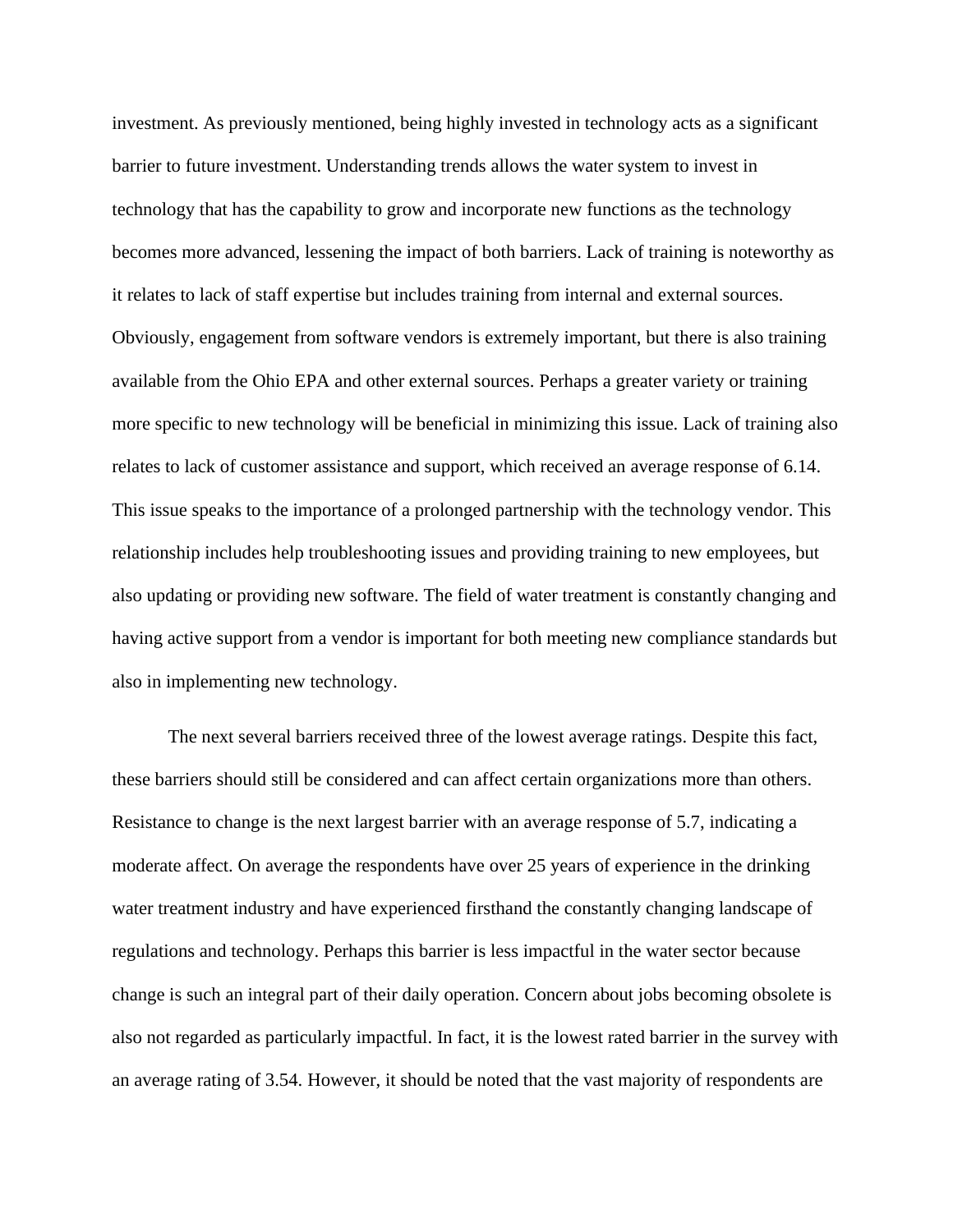investment. As previously mentioned, being highly invested in technology acts as a significant barrier to future investment. Understanding trends allows the water system to invest in technology that has the capability to grow and incorporate new functions as the technology becomes more advanced, lessening the impact of both barriers. Lack of training is noteworthy as it relates to lack of staff expertise but includes training from internal and external sources. Obviously, engagement from software vendors is extremely important, but there is also training available from the Ohio EPA and other external sources. Perhaps a greater variety or training more specific to new technology will be beneficial in minimizing this issue. Lack of training also relates to lack of customer assistance and support, which received an average response of 6.14. This issue speaks to the importance of a prolonged partnership with the technology vendor. This relationship includes help troubleshooting issues and providing training to new employees, but also updating or providing new software. The field of water treatment is constantly changing and having active support from a vendor is important for both meeting new compliance standards but also in implementing new technology.

The next several barriers received three of the lowest average ratings. Despite this fact, these barriers should still be considered and can affect certain organizations more than others. Resistance to change is the next largest barrier with an average response of 5.7, indicating a moderate affect. On average the respondents have over 25 years of experience in the drinking water treatment industry and have experienced firsthand the constantly changing landscape of regulations and technology. Perhaps this barrier is less impactful in the water sector because change is such an integral part of their daily operation. Concern about jobs becoming obsolete is also not regarded as particularly impactful. In fact, it is the lowest rated barrier in the survey with an average rating of 3.54. However, it should be noted that the vast majority of respondents are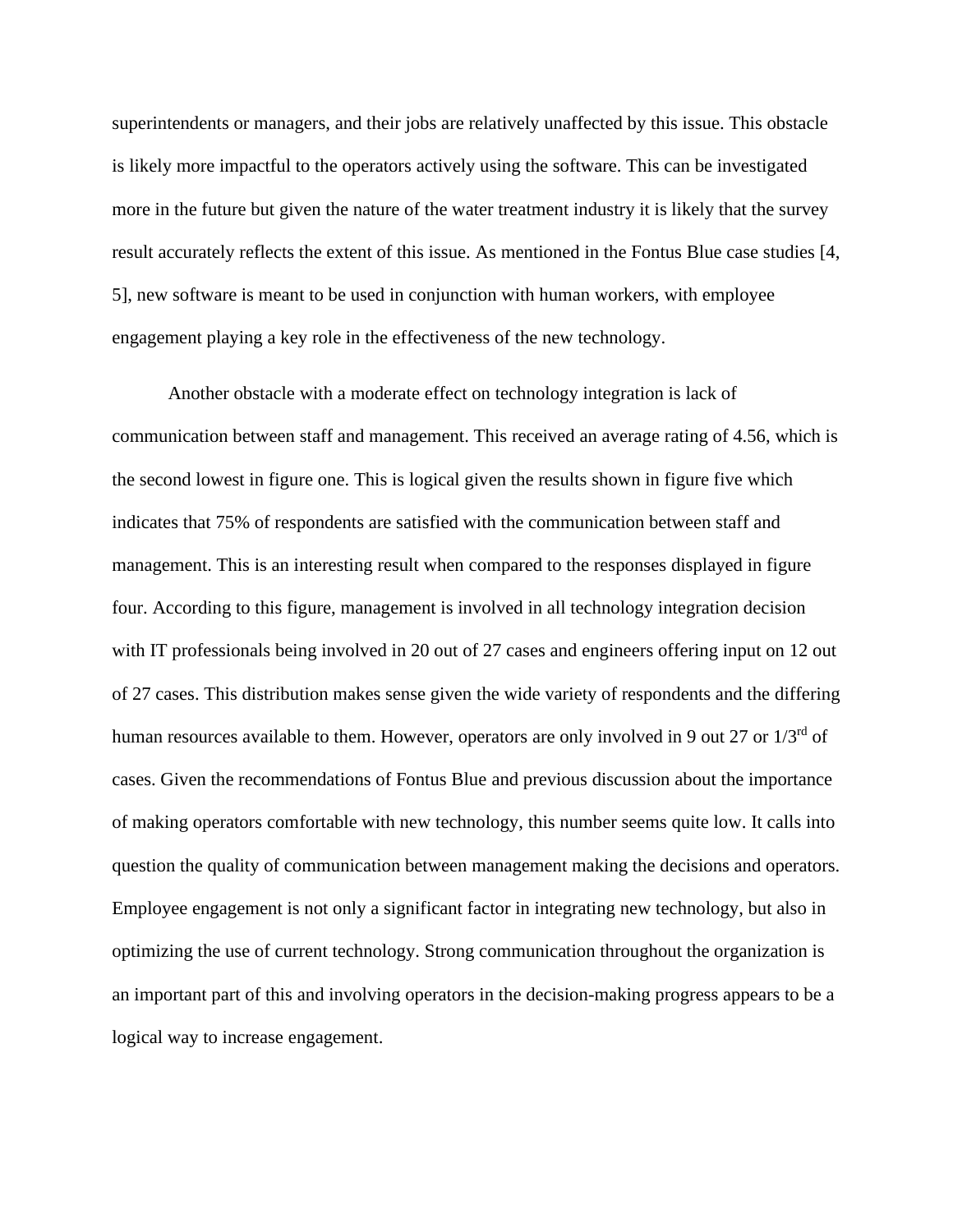superintendents or managers, and their jobs are relatively unaffected by this issue. This obstacle is likely more impactful to the operators actively using the software. This can be investigated more in the future but given the nature of the water treatment industry it is likely that the survey result accurately reflects the extent of this issue. As mentioned in the Fontus Blue case studies [4, 5], new software is meant to be used in conjunction with human workers, with employee engagement playing a key role in the effectiveness of the new technology.

Another obstacle with a moderate effect on technology integration is lack of communication between staff and management. This received an average rating of 4.56, which is the second lowest in figure one. This is logical given the results shown in figure five which indicates that 75% of respondents are satisfied with the communication between staff and management. This is an interesting result when compared to the responses displayed in figure four. According to this figure, management is involved in all technology integration decision with IT professionals being involved in 20 out of 27 cases and engineers offering input on 12 out of 27 cases. This distribution makes sense given the wide variety of respondents and the differing human resources available to them. However, operators are only involved in 9 out 27 or 1/3rd of cases. Given the recommendations of Fontus Blue and previous discussion about the importance of making operators comfortable with new technology, this number seems quite low. It calls into question the quality of communication between management making the decisions and operators. Employee engagement is not only a significant factor in integrating new technology, but also in optimizing the use of current technology. Strong communication throughout the organization is an important part of this and involving operators in the decision-making progress appears to be a logical way to increase engagement.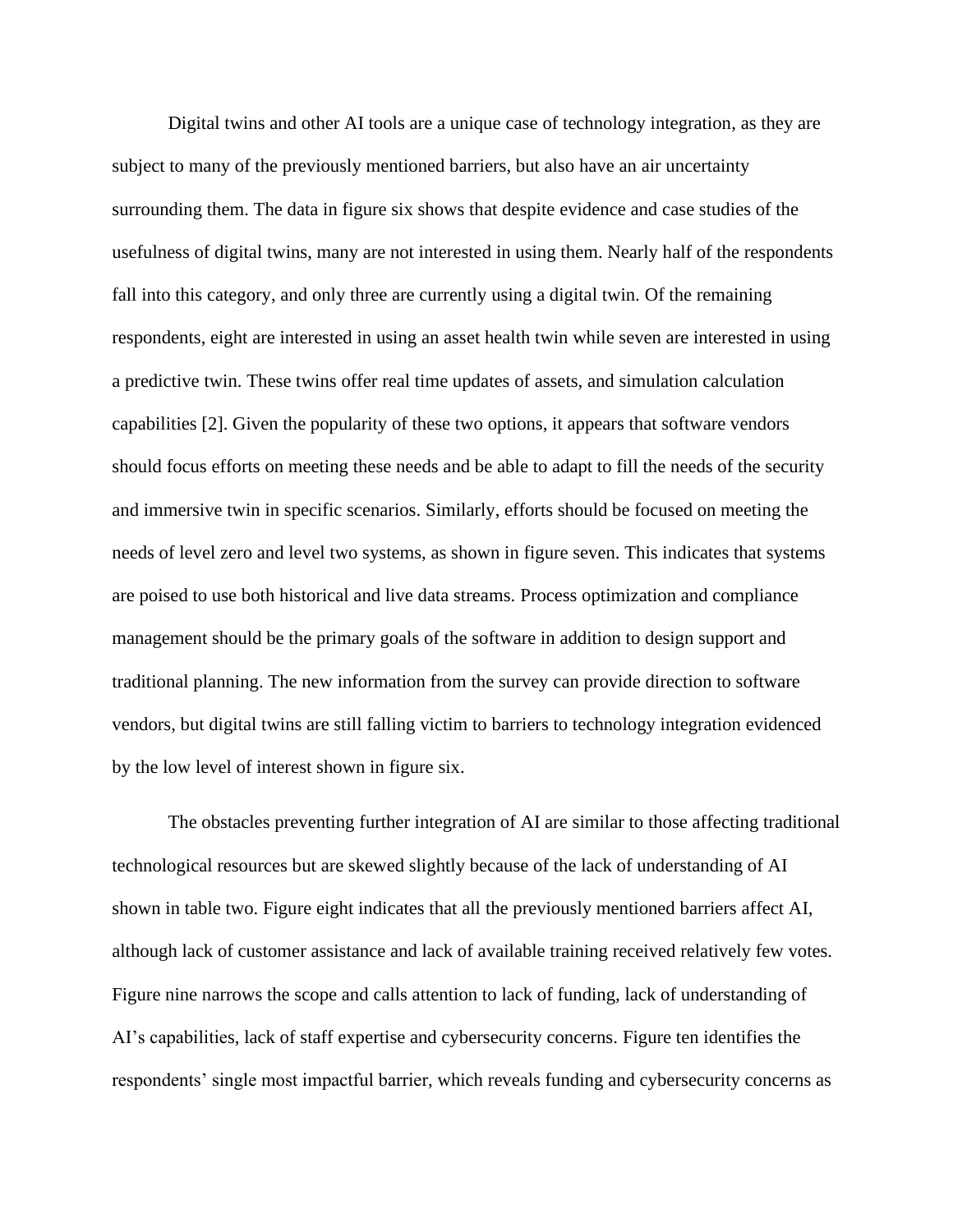Digital twins and other AI tools are a unique case of technology integration, as they are subject to many of the previously mentioned barriers, but also have an air uncertainty surrounding them. The data in figure six shows that despite evidence and case studies of the usefulness of digital twins, many are not interested in using them. Nearly half of the respondents fall into this category, and only three are currently using a digital twin. Of the remaining respondents, eight are interested in using an asset health twin while seven are interested in using a predictive twin. These twins offer real time updates of assets, and simulation calculation capabilities [2]. Given the popularity of these two options, it appears that software vendors should focus efforts on meeting these needs and be able to adapt to fill the needs of the security and immersive twin in specific scenarios. Similarly, efforts should be focused on meeting the needs of level zero and level two systems, as shown in figure seven. This indicates that systems are poised to use both historical and live data streams. Process optimization and compliance management should be the primary goals of the software in addition to design support and traditional planning. The new information from the survey can provide direction to software vendors, but digital twins are still falling victim to barriers to technology integration evidenced by the low level of interest shown in figure six.

The obstacles preventing further integration of AI are similar to those affecting traditional technological resources but are skewed slightly because of the lack of understanding of AI shown in table two. Figure eight indicates that all the previously mentioned barriers affect AI, although lack of customer assistance and lack of available training received relatively few votes. Figure nine narrows the scope and calls attention to lack of funding, lack of understanding of AI's capabilities, lack of staff expertise and cybersecurity concerns. Figure ten identifies the respondents' single most impactful barrier, which reveals funding and cybersecurity concerns as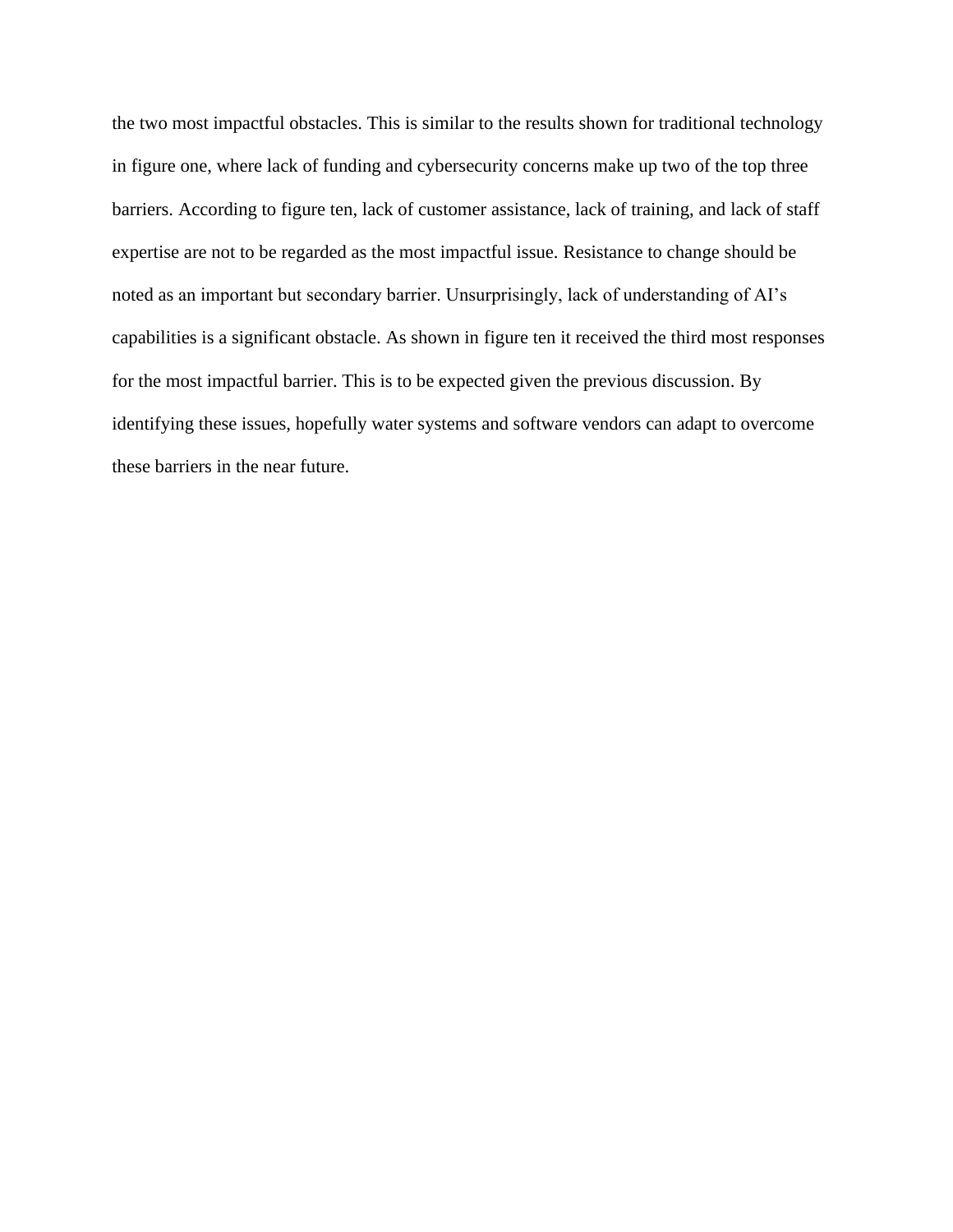the two most impactful obstacles. This is similar to the results shown for traditional technology in figure one, where lack of funding and cybersecurity concerns make up two of the top three barriers. According to figure ten, lack of customer assistance, lack of training, and lack of staff expertise are not to be regarded as the most impactful issue. Resistance to change should be noted as an important but secondary barrier. Unsurprisingly, lack of understanding of AI's capabilities is a significant obstacle. As shown in figure ten it received the third most responses for the most impactful barrier. This is to be expected given the previous discussion. By identifying these issues, hopefully water systems and software vendors can adapt to overcome these barriers in the near future.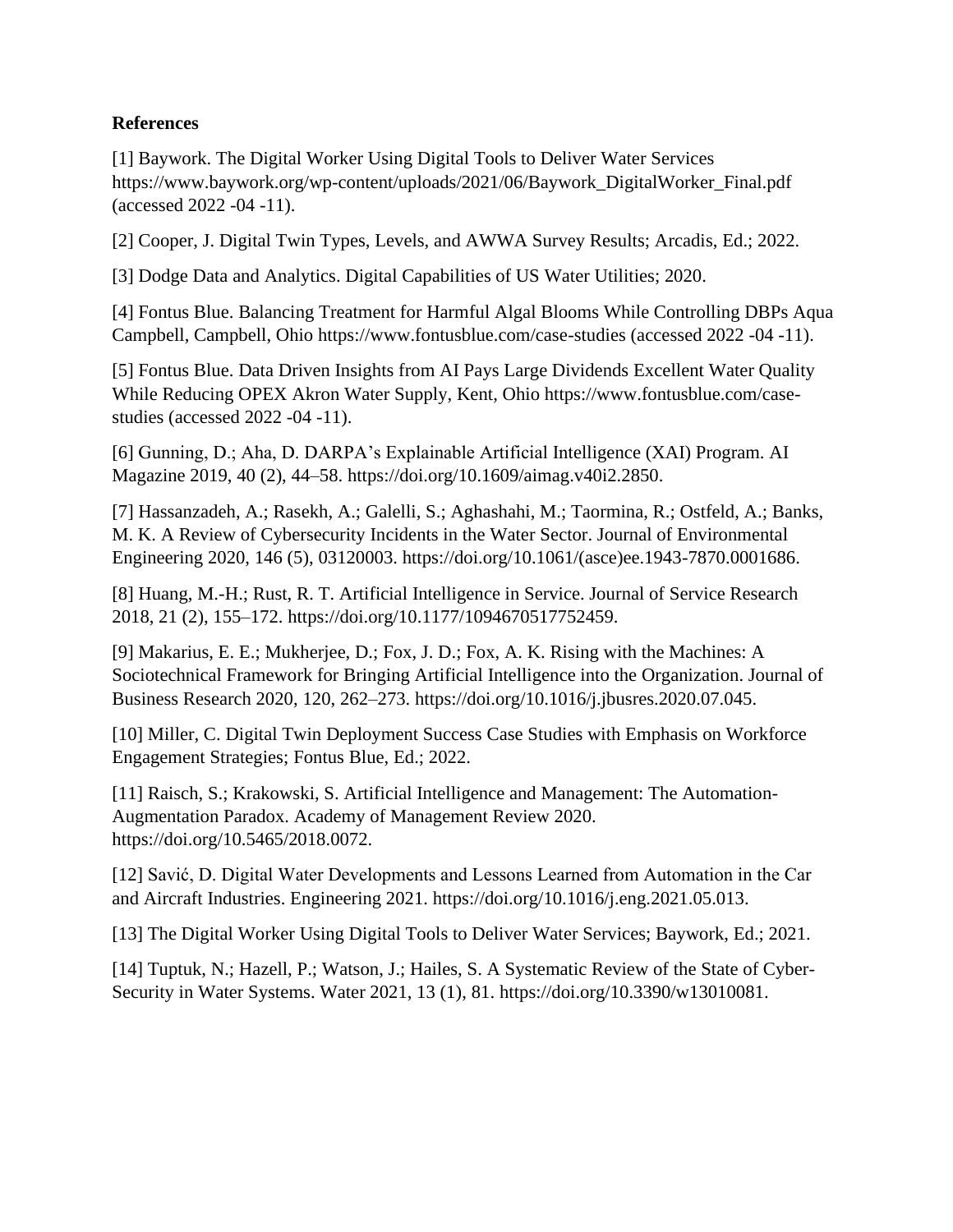**References**

[1] Baywork. The Digital Worker Using Digital Tools to Deliver Water Services https://www.baywork.org/wp-content/uploads/2021/06/Baywork_DigitalWorker_Final.pdf (accessed 2022 -04 -11).

[2] Cooper, J. Digital Twin Types, Levels, and AWWA Survey Results; Arcadis, Ed.; 2022.

[3] Dodge Data and Analytics. Digital Capabilities of US Water Utilities; 2020.

[4] Fontus Blue. Balancing Treatment for Harmful Algal Blooms While Controlling DBPs Aqua Campbell, Campbell, Ohio https://www.fontusblue.com/case-studies (accessed 2022 -04 -11).

[5] Fontus Blue. Data Driven Insights from AI Pays Large Dividends Excellent Water Quality While Reducing OPEX Akron Water Supply, Kent, Ohio https://www.fontusblue.com/case-studies (accessed 2022 -04 -11).

[6] Gunning, D.; Aha, D. DARPA's Explainable Artificial Intelligence (XAI) Program. AI Magazine 2019, 40 (2), 44–58. https://doi.org/10.1609/aimag.v40i2.2850.

[7] Hassanzadeh, A.; Rasekh, A.; Galelli, S.; Aghashahi, M.; Taormina, R.; Ostfeld, A.; Banks, M. K. A Review of Cybersecurity Incidents in the Water Sector. Journal of Environmental Engineering 2020, 146 (5), 03120003. https://doi.org/10.1061/(asce)ee.1943-7870.0001686.

[8] Huang, M.-H.; Rust, R. T. Artificial Intelligence in Service. Journal of Service Research 2018, 21 (2), 155–172. https://doi.org/10.1177/1094670517752459.

[9] Makarius, E. E.; Mukherjee, D.; Fox, J. D.; Fox, A. K. Rising with the Machines: A Sociotechnical Framework for Bringing Artificial Intelligence into the Organization. Journal of Business Research 2020, 120, 262–273. https://doi.org/10.1016/j.jbusres.2020.07.045.

[10] Miller, C. Digital Twin Deployment Success Case Studies with Emphasis on Workforce Engagement Strategies; Fontus Blue, Ed.; 2022.

[11] Raisch, S.; Krakowski, S. Artificial Intelligence and Management: The Automation-Augmentation Paradox. Academy of Management Review 2020. https://doi.org/10.5465/2018.0072.

[12] Savić, D. Digital Water Developments and Lessons Learned from Automation in the Car and Aircraft Industries. Engineering 2021. https://doi.org/10.1016/j.eng.2021.05.013.

[13] The Digital Worker Using Digital Tools to Deliver Water Services; Baywork, Ed.; 2021.

[14] Tuptuk, N.; Hazell, P.; Watson, J.; Hailes, S. A Systematic Review of the State of Cyber-Security in Water Systems. Water 2021, 13 (1), 81. https://doi.org/10.3390/w13010081.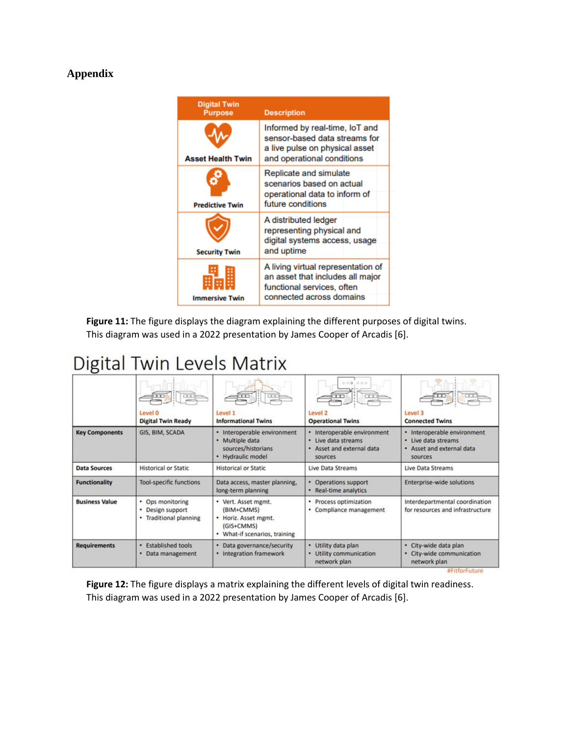## Appendix

| Digital Twin Purpose | Description |
|---|---|
| Asset Health Twin | Informed by real-time, IoT and sensor-based data streams for a live pulse on physical asset and operational conditions |
| Predictive Twin | Replicate and simulate scenarios based on actual operational data to inform of future conditions |
| Security Twin | A distributed ledger representing physical and digital systems access, usage and uptime |
| Immersive Twin | A living virtual representation of an asset that includes all major functional services, often connected across domains |

**Figure 11:** The figure displays the diagram explaining the different purposes of digital twins. This diagram was used in a 2022 presentation by James Cooper of Arcadis [6].

# Digital Twin Levels Matrix

| | Level 0 Digital Twin Ready | Level 1 Informational Twins | Level 2 Operational Twins | Level 3 Connected Twins |
|---|---|---|---|---|
| **Key Components** | GIS, BIM, SCADA | • Interoperable environment • Multiple data sources/historians • Hydraulic model | • Interoperable environment • Live data streams • Asset and external data sources | • Interoperable environment • Live data streams • Asset and external data sources |
| **Data Sources** | Historical or Static | Historical or Static | Live Data Streams | Live Data Streams |
| **Functionality** | Tool-specific functions | Data access, master planning, long-term planning | • Operations support • Real-time analytics | Enterprise-wide solutions |
| **Business Value** | • Ops monitoring • Design support • Traditional planning | • Vert. Asset mgmt. (BIM+CMMS) • Horiz. Asset mgmt. (GIS+CMMS) • What-if scenarios, training | • Process optimization • Compliance management | Interdepartmental coordination for resources and infrastructure |
| **Requirements** | • Established tools • Data management | • Data governance/security • Integration framework | • Utility data plan • Utility communication network plan | • City-wide data plan • City-wide communication network plan |

#FitforFuture

**Figure 12:** The figure displays a matrix explaining the different levels of digital twin readiness. This diagram was used in a 2022 presentation by James Cooper of Arcadis [6].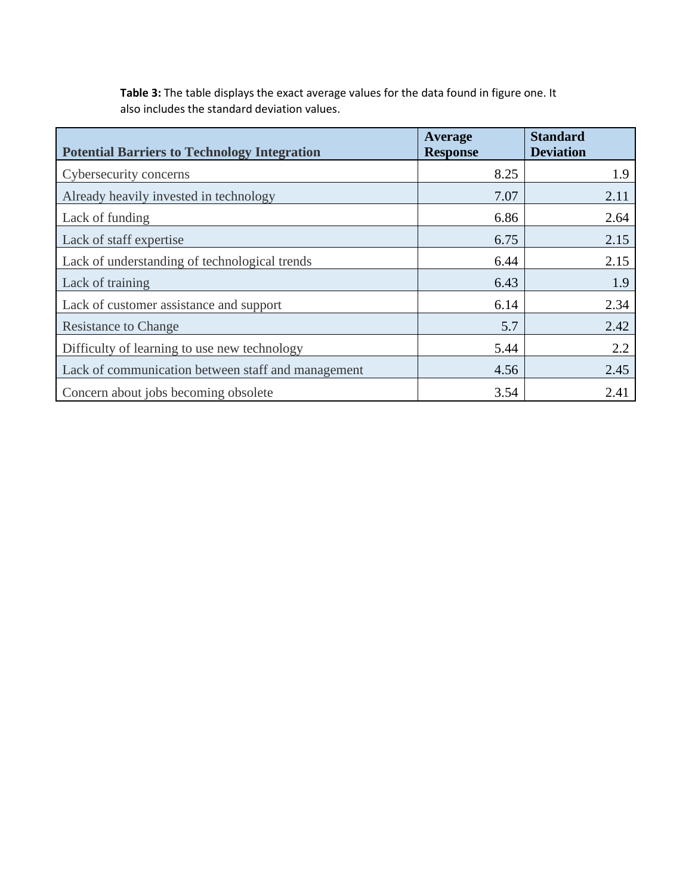**Table 3:** The table displays the exact average values for the data found in figure one. It also includes the standard deviation values.

| Potential Barriers to Technology Integration | Average Response | Standard Deviation |
|---|---|---|
| Cybersecurity concerns | 8.25 | 1.9 |
| Already heavily invested in technology | 7.07 | 2.11 |
| Lack of funding | 6.86 | 2.64 |
| Lack of staff expertise | 6.75 | 2.15 |
| Lack of understanding of technological trends | 6.44 | 2.15 |
| Lack of training | 6.43 | 1.9 |
| Lack of customer assistance and support | 6.14 | 2.34 |
| Resistance to Change | 5.7 | 2.42 |
| Difficulty of learning to use new technology | 5.44 | 2.2 |
| Lack of communication between staff and management | 4.56 | 2.45 |
| Concern about jobs becoming obsolete | 3.54 | 2.41 |